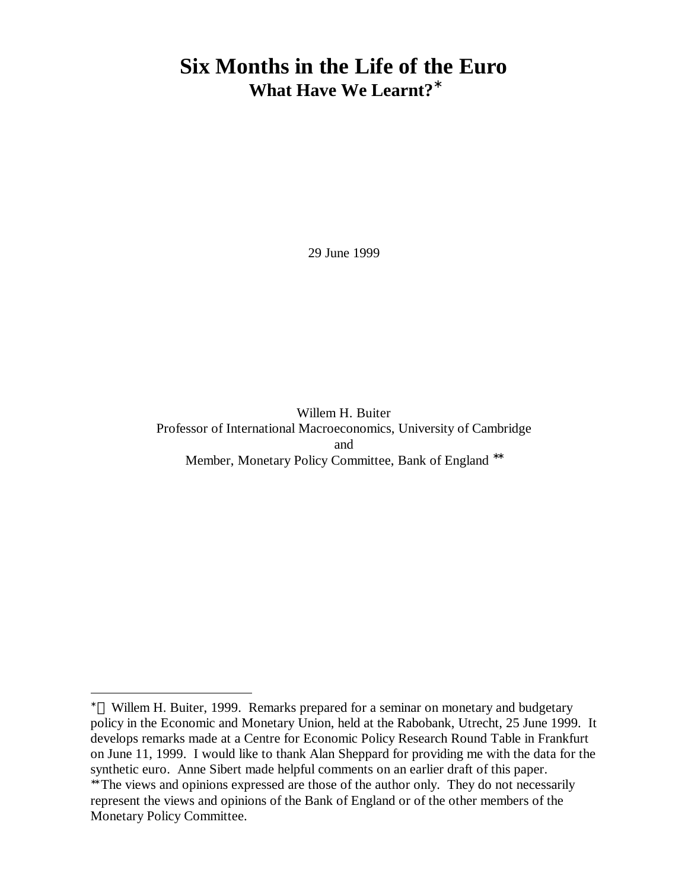# Six Months in the Life of the Euro

## What Have We Learnt?[*]

29 June 1999

Willem H. Buiter
Professor of International Macroeconomics, University of Cambridge
and
Member, Monetary Policy Committee, Bank of England [**]

---

[*] © Willem H. Buiter, 1999. Remarks prepared for a seminar on monetary and budgetary policy in the Economic and Monetary Union, held at the Rabobank, Utrecht, 25 June 1999. It develops remarks made at a Centre for Economic Policy Research Round Table in Frankfurt on June 11, 1999. I would like to thank Alan Sheppard for providing me with the data for the synthetic euro. Anne Sibert made helpful comments on an earlier draft of this paper.

[**] The views and opinions expressed are those of the author only. They do not necessarily represent the views and opinions of the Bank of England or of the other members of the Monetary Policy Committee.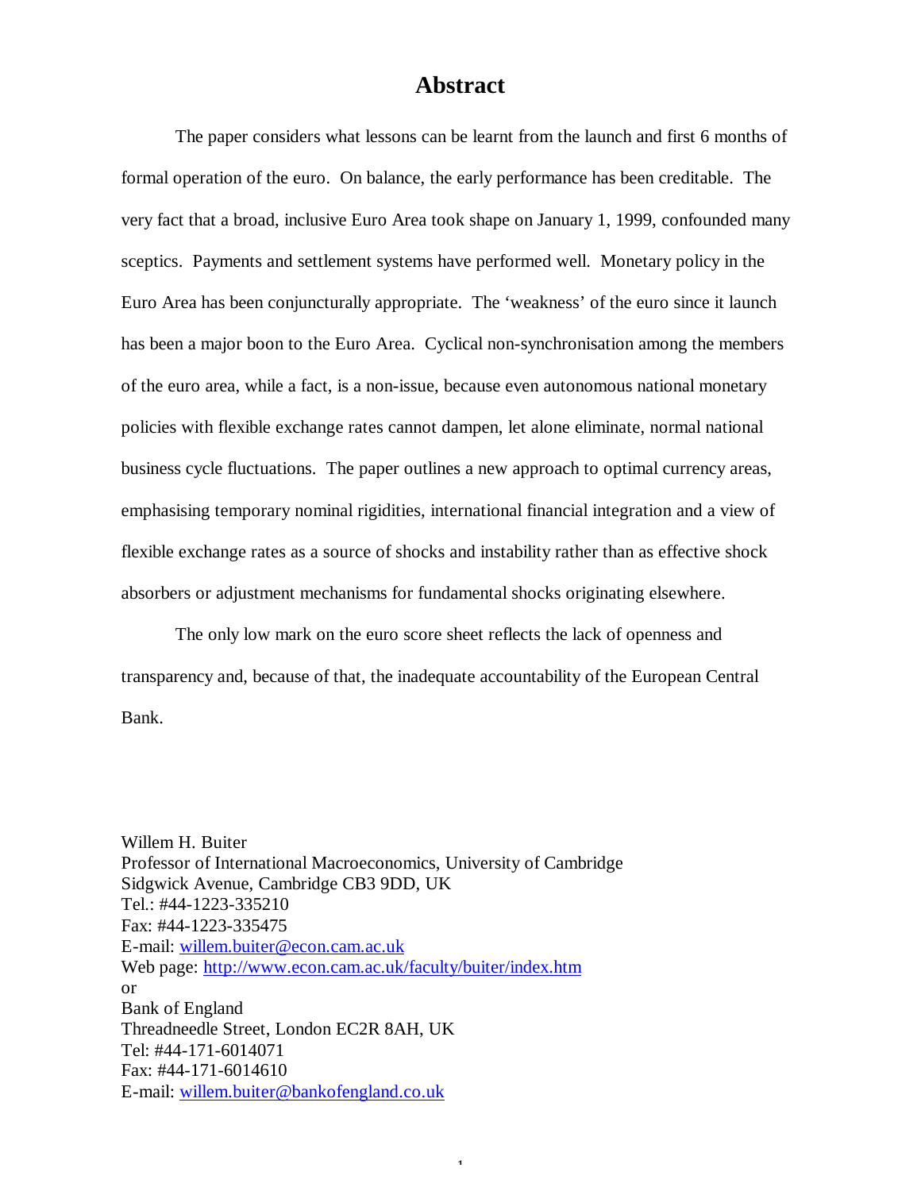# Abstract

The paper considers what lessons can be learnt from the launch and first 6 months of formal operation of the euro. On balance, the early performance has been creditable. The very fact that a broad, inclusive Euro Area took shape on January 1, 1999, confounded many sceptics. Payments and settlement systems have performed well. Monetary policy in the Euro Area has been conjuncturally appropriate. The 'weakness' of the euro since it launch has been a major boon to the Euro Area. Cyclical non-synchronisation among the members of the euro area, while a fact, is a non-issue, because even autonomous national monetary policies with flexible exchange rates cannot dampen, let alone eliminate, normal national business cycle fluctuations. The paper outlines a new approach to optimal currency areas, emphasising temporary nominal rigidities, international financial integration and a view of flexible exchange rates as a source of shocks and instability rather than as effective shock absorbers or adjustment mechanisms for fundamental shocks originating elsewhere.

The only low mark on the euro score sheet reflects the lack of openness and transparency and, because of that, the inadequate accountability of the European Central Bank.

Willem H. Buiter
Professor of International Macroeconomics, University of Cambridge
Sidgwick Avenue, Cambridge CB3 9DD, UK
Tel.: #44-1223-335210
Fax: #44-1223-335475
E-mail: willem.buiter@econ.cam.ac.uk
Web page: http://www.econ.cam.ac.uk/faculty/buiter/index.htm
or
Bank of England
Threadneedle Street, London EC2R 8AH, UK
Tel: #44-171-6014071
Fax: #44-171-6014610
E-mail: willem.buiter@bankofengland.co.uk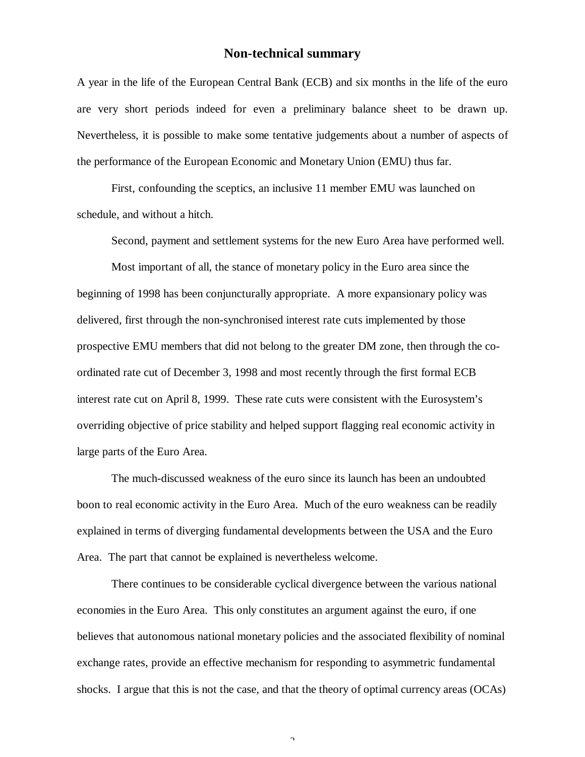## Non-technical summary

A year in the life of the European Central Bank (ECB) and six months in the life of the euro are very short periods indeed for even a preliminary balance sheet to be drawn up. Nevertheless, it is possible to make some tentative judgements about a number of aspects of the performance of the European Economic and Monetary Union (EMU) thus far.

First, confounding the sceptics, an inclusive 11 member EMU was launched on schedule, and without a hitch.

Second, payment and settlement systems for the new Euro Area have performed well.

Most important of all, the stance of monetary policy in the Euro area since the beginning of 1998 has been conjuncturally appropriate. A more expansionary policy was delivered, first through the non-synchronised interest rate cuts implemented by those prospective EMU members that did not belong to the greater DM zone, then through the co-ordinated rate cut of December 3, 1998 and most recently through the first formal ECB interest rate cut on April 8, 1999. These rate cuts were consistent with the Eurosystem's overriding objective of price stability and helped support flagging real economic activity in large parts of the Euro Area.

The much-discussed weakness of the euro since its launch has been an undoubted boon to real economic activity in the Euro Area. Much of the euro weakness can be readily explained in terms of diverging fundamental developments between the USA and the Euro Area. The part that cannot be explained is nevertheless welcome.

There continues to be considerable cyclical divergence between the various national economies in the Euro Area. This only constitutes an argument against the euro, if one believes that autonomous national monetary policies and the associated flexibility of nominal exchange rates, provide an effective mechanism for responding to asymmetric fundamental shocks. I argue that this is not the case, and that the theory of optimal currency areas (OCAs)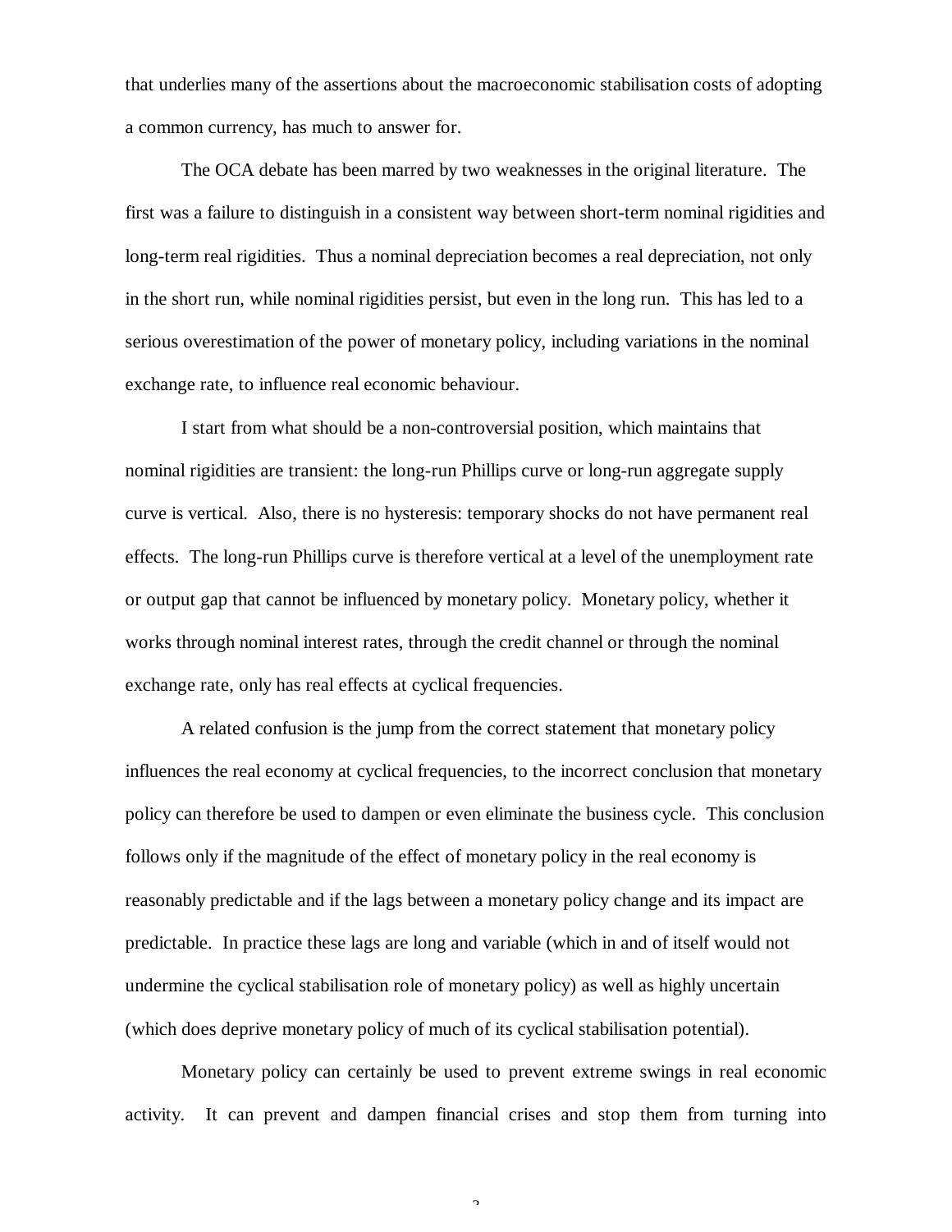that underlies many of the assertions about the macroeconomic stabilisation costs of adopting a common currency, has much to answer for.

The OCA debate has been marred by two weaknesses in the original literature. The first was a failure to distinguish in a consistent way between short-term nominal rigidities and long-term real rigidities. Thus a nominal depreciation becomes a real depreciation, not only in the short run, while nominal rigidities persist, but even in the long run. This has led to a serious overestimation of the power of monetary policy, including variations in the nominal exchange rate, to influence real economic behaviour.

I start from what should be a non-controversial position, which maintains that nominal rigidities are transient: the long-run Phillips curve or long-run aggregate supply curve is vertical. Also, there is no hysteresis: temporary shocks do not have permanent real effects. The long-run Phillips curve is therefore vertical at a level of the unemployment rate or output gap that cannot be influenced by monetary policy. Monetary policy, whether it works through nominal interest rates, through the credit channel or through the nominal exchange rate, only has real effects at cyclical frequencies.

A related confusion is the jump from the correct statement that monetary policy influences the real economy at cyclical frequencies, to the incorrect conclusion that monetary policy can therefore be used to dampen or even eliminate the business cycle. This conclusion follows only if the magnitude of the effect of monetary policy in the real economy is reasonably predictable and if the lags between a monetary policy change and its impact are predictable. In practice these lags are long and variable (which in and of itself would not undermine the cyclical stabilisation role of monetary policy) as well as highly uncertain (which does deprive monetary policy of much of its cyclical stabilisation potential).

Monetary policy can certainly be used to prevent extreme swings in real economic activity. It can prevent and dampen financial crises and stop them from turning into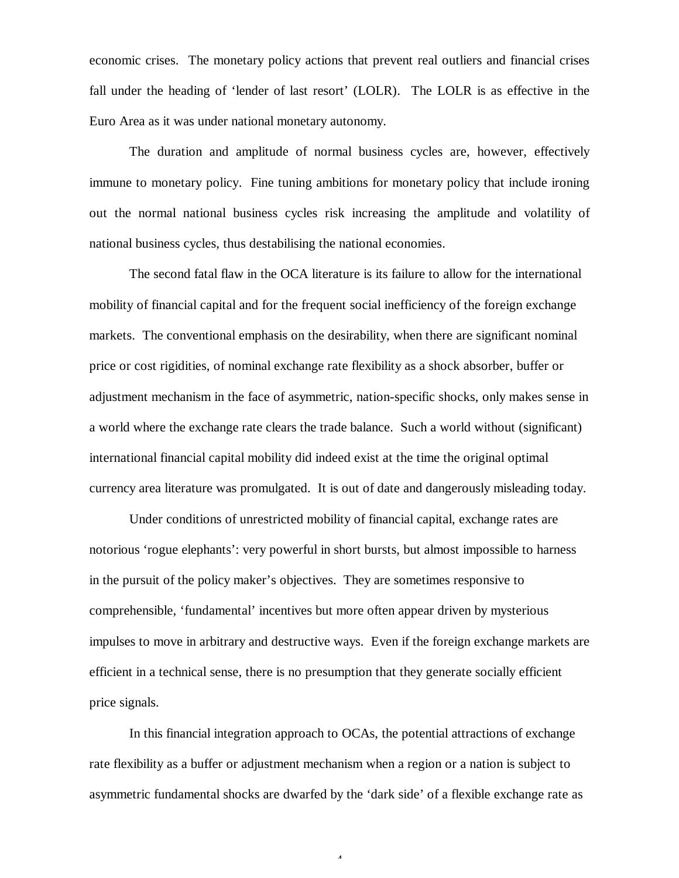economic crises. The monetary policy actions that prevent real outliers and financial crises fall under the heading of 'lender of last resort' (LOLR). The LOLR is as effective in the Euro Area as it was under national monetary autonomy.

The duration and amplitude of normal business cycles are, however, effectively immune to monetary policy. Fine tuning ambitions for monetary policy that include ironing out the normal national business cycles risk increasing the amplitude and volatility of national business cycles, thus destabilising the national economies.

The second fatal flaw in the OCA literature is its failure to allow for the international mobility of financial capital and for the frequent social inefficiency of the foreign exchange markets. The conventional emphasis on the desirability, when there are significant nominal price or cost rigidities, of nominal exchange rate flexibility as a shock absorber, buffer or adjustment mechanism in the face of asymmetric, nation-specific shocks, only makes sense in a world where the exchange rate clears the trade balance. Such a world without (significant) international financial capital mobility did indeed exist at the time the original optimal currency area literature was promulgated. It is out of date and dangerously misleading today.

Under conditions of unrestricted mobility of financial capital, exchange rates are notorious 'rogue elephants': very powerful in short bursts, but almost impossible to harness in the pursuit of the policy maker's objectives. They are sometimes responsive to comprehensible, 'fundamental' incentives but more often appear driven by mysterious impulses to move in arbitrary and destructive ways. Even if the foreign exchange markets are efficient in a technical sense, there is no presumption that they generate socially efficient price signals.

In this financial integration approach to OCAs, the potential attractions of exchange rate flexibility as a buffer or adjustment mechanism when a region or a nation is subject to asymmetric fundamental shocks are dwarfed by the 'dark side' of a flexible exchange rate as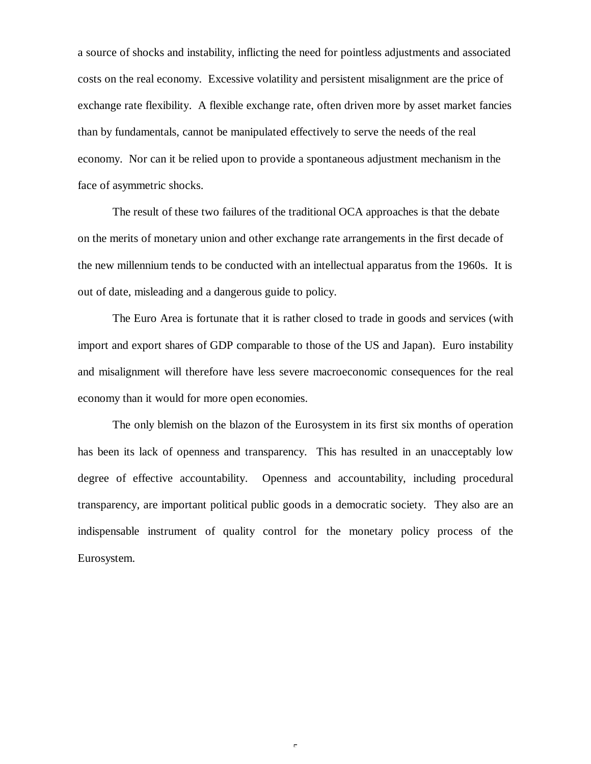a source of shocks and instability, inflicting the need for pointless adjustments and associated costs on the real economy. Excessive volatility and persistent misalignment are the price of exchange rate flexibility. A flexible exchange rate, often driven more by asset market fancies than by fundamentals, cannot be manipulated effectively to serve the needs of the real economy. Nor can it be relied upon to provide a spontaneous adjustment mechanism in the face of asymmetric shocks.

The result of these two failures of the traditional OCA approaches is that the debate on the merits of monetary union and other exchange rate arrangements in the first decade of the new millennium tends to be conducted with an intellectual apparatus from the 1960s. It is out of date, misleading and a dangerous guide to policy.

The Euro Area is fortunate that it is rather closed to trade in goods and services (with import and export shares of GDP comparable to those of the US and Japan). Euro instability and misalignment will therefore have less severe macroeconomic consequences for the real economy than it would for more open economies.

The only blemish on the blazon of the Eurosystem in its first six months of operation has been its lack of openness and transparency. This has resulted in an unacceptably low degree of effective accountability. Openness and accountability, including procedural transparency, are important political public goods in a democratic society. They also are an indispensable instrument of quality control for the monetary policy process of the Eurosystem.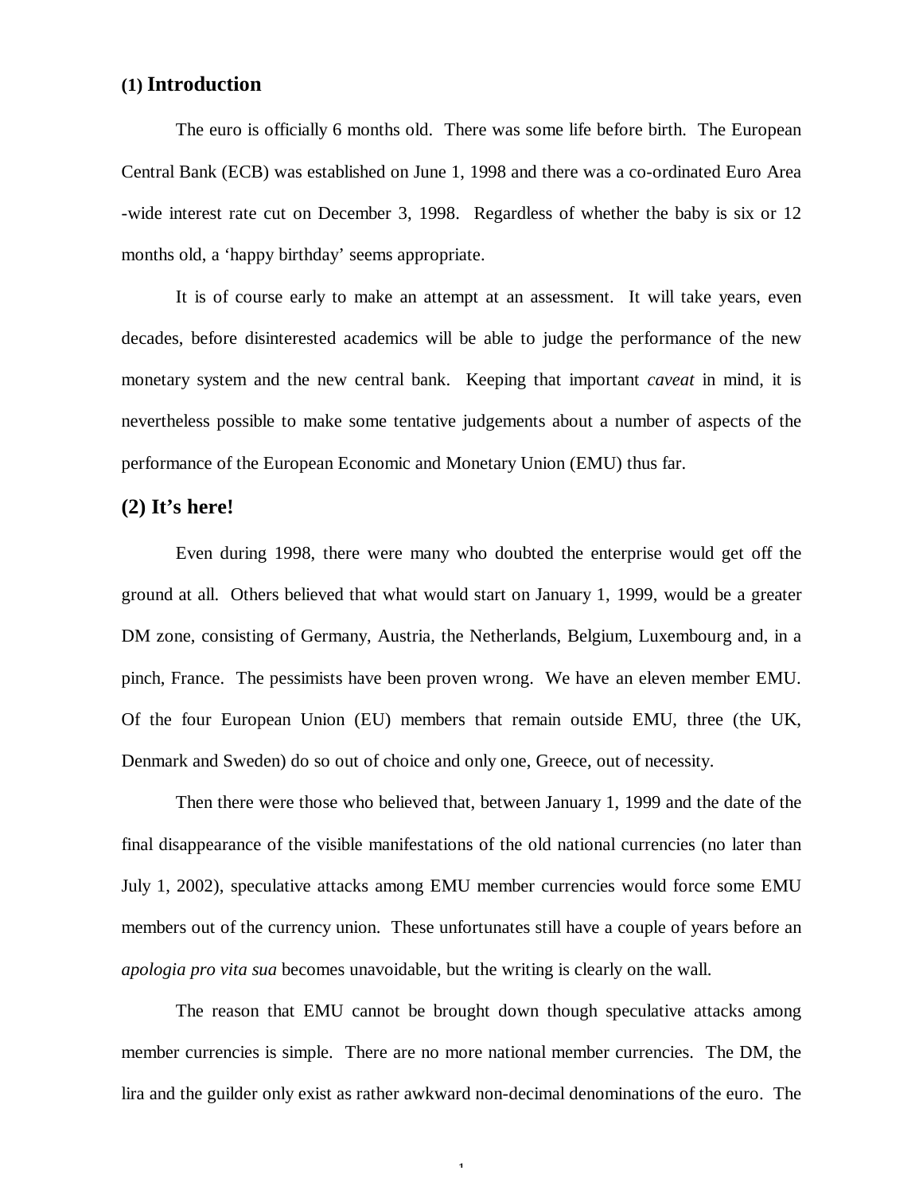## (1) Introduction

The euro is officially 6 months old. There was some life before birth. The European Central Bank (ECB) was established on June 1, 1998 and there was a co-ordinated Euro Area -wide interest rate cut on December 3, 1998. Regardless of whether the baby is six or 12 months old, a 'happy birthday' seems appropriate.

It is of course early to make an attempt at an assessment. It will take years, even decades, before disinterested academics will be able to judge the performance of the new monetary system and the new central bank. Keeping that important *caveat* in mind, it is nevertheless possible to make some tentative judgements about a number of aspects of the performance of the European Economic and Monetary Union (EMU) thus far.

## (2) It's here!

Even during 1998, there were many who doubted the enterprise would get off the ground at all. Others believed that what would start on January 1, 1999, would be a greater DM zone, consisting of Germany, Austria, the Netherlands, Belgium, Luxembourg and, in a pinch, France. The pessimists have been proven wrong. We have an eleven member EMU. Of the four European Union (EU) members that remain outside EMU, three (the UK, Denmark and Sweden) do so out of choice and only one, Greece, out of necessity.

Then there were those who believed that, between January 1, 1999 and the date of the final disappearance of the visible manifestations of the old national currencies (no later than July 1, 2002), speculative attacks among EMU member currencies would force some EMU members out of the currency union. These unfortunates still have a couple of years before an *apologia pro vita sua* becomes unavoidable, but the writing is clearly on the wall.

The reason that EMU cannot be brought down though speculative attacks among member currencies is simple. There are no more national member currencies. The DM, the lira and the guilder only exist as rather awkward non-decimal denominations of the euro. The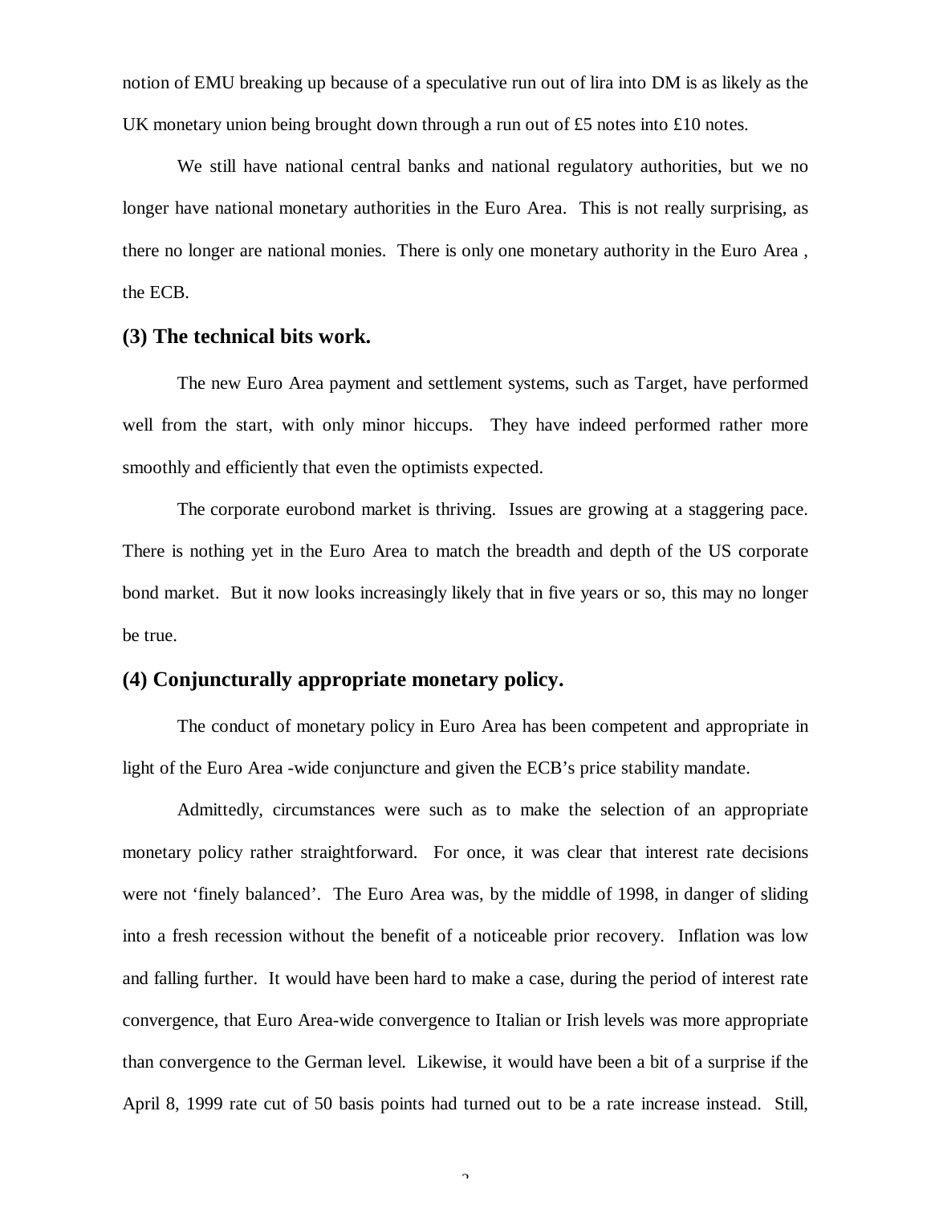notion of EMU breaking up because of a speculative run out of lira into DM is as likely as the UK monetary union being brought down through a run out of £5 notes into £10 notes.

We still have national central banks and national regulatory authorities, but we no longer have national monetary authorities in the Euro Area. This is not really surprising, as there no longer are national monies. There is only one monetary authority in the Euro Area , the ECB.

### (3) The technical bits work.

The new Euro Area payment and settlement systems, such as Target, have performed well from the start, with only minor hiccups. They have indeed performed rather more smoothly and efficiently that even the optimists expected.

The corporate eurobond market is thriving. Issues are growing at a staggering pace. There is nothing yet in the Euro Area to match the breadth and depth of the US corporate bond market. But it now looks increasingly likely that in five years or so, this may no longer be true.

### (4) Conjuncturally appropriate monetary policy.

The conduct of monetary policy in Euro Area has been competent and appropriate in light of the Euro Area -wide conjuncture and given the ECB's price stability mandate.

Admittedly, circumstances were such as to make the selection of an appropriate monetary policy rather straightforward. For once, it was clear that interest rate decisions were not 'finely balanced'. The Euro Area was, by the middle of 1998, in danger of sliding into a fresh recession without the benefit of a noticeable prior recovery. Inflation was low and falling further. It would have been hard to make a case, during the period of interest rate convergence, that Euro Area-wide convergence to Italian or Irish levels was more appropriate than convergence to the German level. Likewise, it would have been a bit of a surprise if the April 8, 1999 rate cut of 50 basis points had turned out to be a rate increase instead. Still,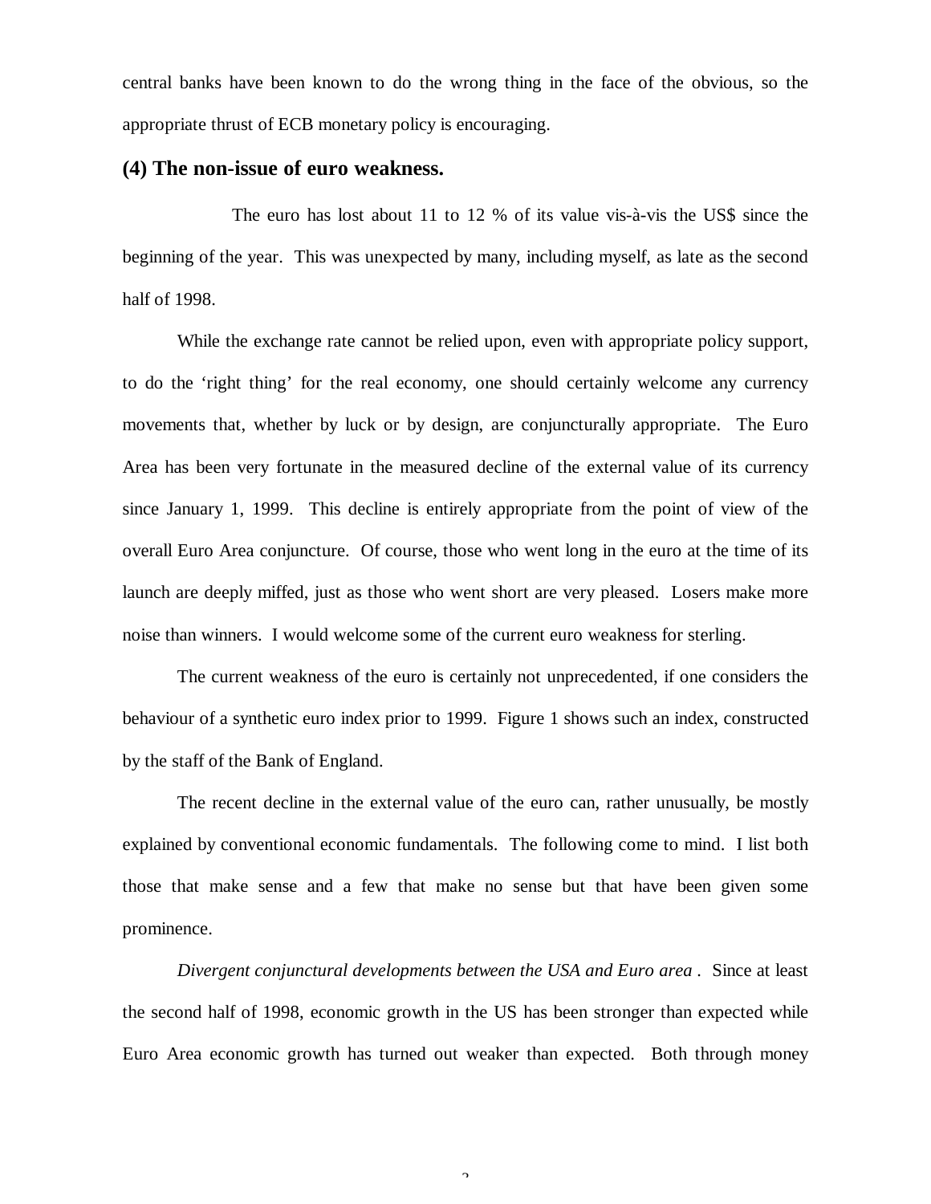central banks have been known to do the wrong thing in the face of the obvious, so the appropriate thrust of ECB monetary policy is encouraging.

### (4) The non-issue of euro weakness.

The euro has lost about 11 to 12 % of its value vis-à-vis the US$ since the beginning of the year. This was unexpected by many, including myself, as late as the second half of 1998.

While the exchange rate cannot be relied upon, even with appropriate policy support, to do the 'right thing' for the real economy, one should certainly welcome any currency movements that, whether by luck or by design, are conjuncturally appropriate. The Euro Area has been very fortunate in the measured decline of the external value of its currency since January 1, 1999. This decline is entirely appropriate from the point of view of the overall Euro Area conjuncture. Of course, those who went long in the euro at the time of its launch are deeply miffed, just as those who went short are very pleased. Losers make more noise than winners. I would welcome some of the current euro weakness for sterling.

The current weakness of the euro is certainly not unprecedented, if one considers the behaviour of a synthetic euro index prior to 1999. Figure 1 shows such an index, constructed by the staff of the Bank of England.

The recent decline in the external value of the euro can, rather unusually, be mostly explained by conventional economic fundamentals. The following come to mind. I list both those that make sense and a few that make no sense but that have been given some prominence.

*Divergent conjunctural developments between the USA and Euro area* . Since at least the second half of 1998, economic growth in the US has been stronger than expected while Euro Area economic growth has turned out weaker than expected. Both through money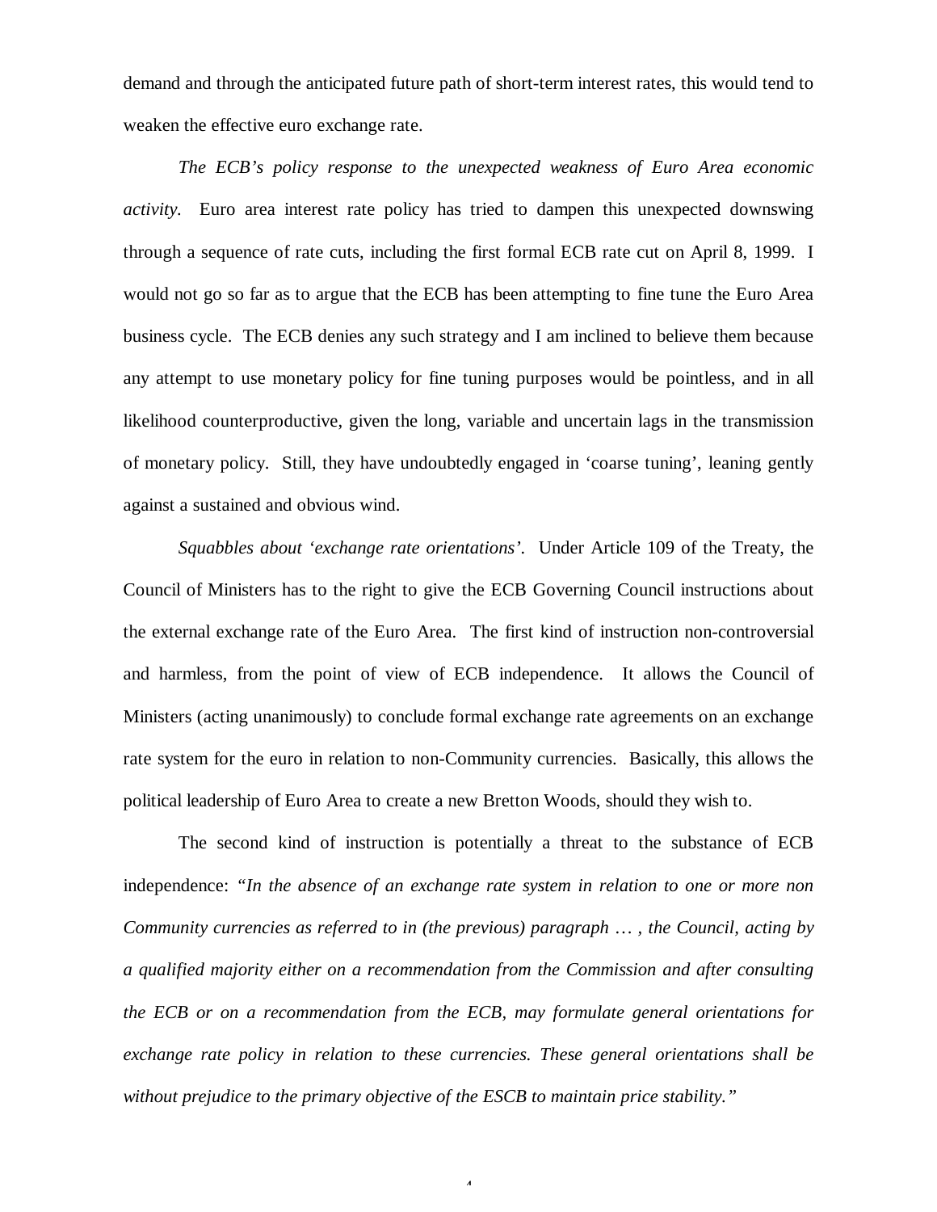demand and through the anticipated future path of short-term interest rates, this would tend to weaken the effective euro exchange rate.

*The ECB's policy response to the unexpected weakness of Euro Area economic activity.* Euro area interest rate policy has tried to dampen this unexpected downswing through a sequence of rate cuts, including the first formal ECB rate cut on April 8, 1999. I would not go so far as to argue that the ECB has been attempting to fine tune the Euro Area business cycle. The ECB denies any such strategy and I am inclined to believe them because any attempt to use monetary policy for fine tuning purposes would be pointless, and in all likelihood counterproductive, given the long, variable and uncertain lags in the transmission of monetary policy. Still, they have undoubtedly engaged in 'coarse tuning', leaning gently against a sustained and obvious wind.

*Squabbles about 'exchange rate orientations'.* Under Article 109 of the Treaty, the Council of Ministers has to the right to give the ECB Governing Council instructions about the external exchange rate of the Euro Area. The first kind of instruction non-controversial and harmless, from the point of view of ECB independence. It allows the Council of Ministers (acting unanimously) to conclude formal exchange rate agreements on an exchange rate system for the euro in relation to non-Community currencies. Basically, this allows the political leadership of Euro Area to create a new Bretton Woods, should they wish to.

The second kind of instruction is potentially a threat to the substance of ECB independence: *"In the absence of an exchange rate system in relation to one or more non Community currencies as referred to in (the previous) paragraph … , the Council, acting by a qualified majority either on a recommendation from the Commission and after consulting the ECB or on a recommendation from the ECB, may formulate general orientations for exchange rate policy in relation to these currencies. These general orientations shall be without prejudice to the primary objective of the ESCB to maintain price stability."*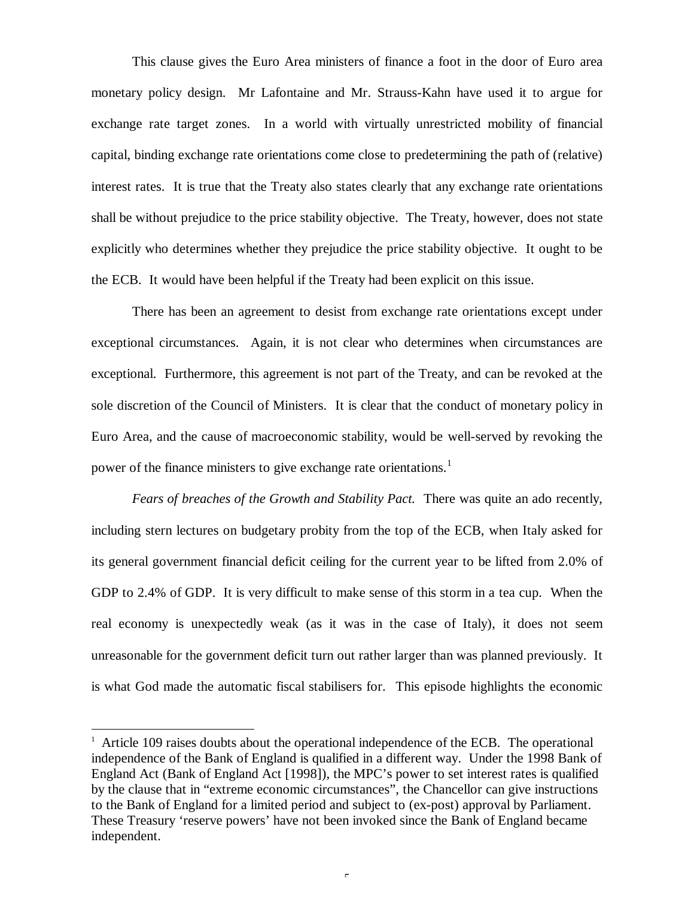This clause gives the Euro Area ministers of finance a foot in the door of Euro area monetary policy design. Mr Lafontaine and Mr. Strauss-Kahn have used it to argue for exchange rate target zones. In a world with virtually unrestricted mobility of financial capital, binding exchange rate orientations come close to predetermining the path of (relative) interest rates. It is true that the Treaty also states clearly that any exchange rate orientations shall be without prejudice to the price stability objective. The Treaty, however, does not state explicitly who determines whether they prejudice the price stability objective. It ought to be the ECB. It would have been helpful if the Treaty had been explicit on this issue.

There has been an agreement to desist from exchange rate orientations except under exceptional circumstances. Again, it is not clear who determines when circumstances are exceptional. Furthermore, this agreement is not part of the Treaty, and can be revoked at the sole discretion of the Council of Ministers. It is clear that the conduct of monetary policy in Euro Area, and the cause of macroeconomic stability, would be well-served by revoking the power of the finance ministers to give exchange rate orientations.[1]

*Fears of breaches of the Growth and Stability Pact.* There was quite an ado recently, including stern lectures on budgetary probity from the top of the ECB, when Italy asked for its general government financial deficit ceiling for the current year to be lifted from 2.0% of GDP to 2.4% of GDP. It is very difficult to make sense of this storm in a tea cup. When the real economy is unexpectedly weak (as it was in the case of Italy), it does not seem unreasonable for the government deficit turn out rather larger than was planned previously. It is what God made the automatic fiscal stabilisers for. This episode highlights the economic

[1] Article 109 raises doubts about the operational independence of the ECB. The operational independence of the Bank of England is qualified in a different way. Under the 1998 Bank of England Act (Bank of England Act [1998]), the MPC's power to set interest rates is qualified by the clause that in "extreme economic circumstances", the Chancellor can give instructions to the Bank of England for a limited period and subject to (ex-post) approval by Parliament. These Treasury 'reserve powers' have not been invoked since the Bank of England became independent.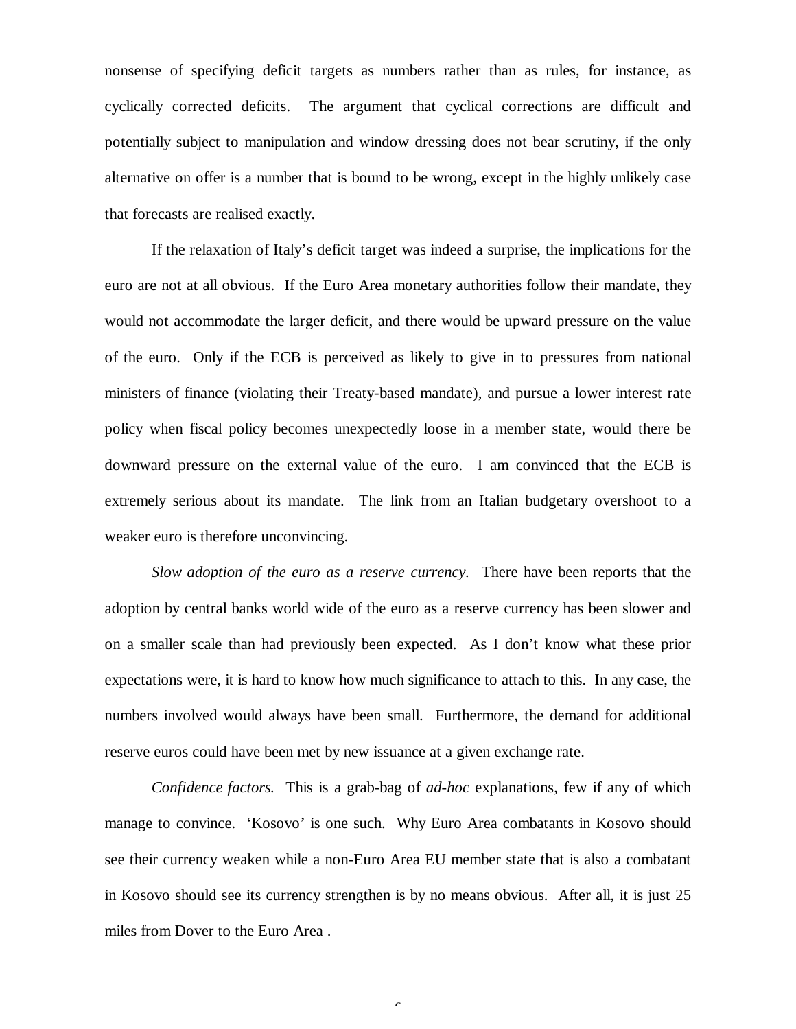nonsense of specifying deficit targets as numbers rather than as rules, for instance, as cyclically corrected deficits. The argument that cyclical corrections are difficult and potentially subject to manipulation and window dressing does not bear scrutiny, if the only alternative on offer is a number that is bound to be wrong, except in the highly unlikely case that forecasts are realised exactly.

If the relaxation of Italy's deficit target was indeed a surprise, the implications for the euro are not at all obvious. If the Euro Area monetary authorities follow their mandate, they would not accommodate the larger deficit, and there would be upward pressure on the value of the euro. Only if the ECB is perceived as likely to give in to pressures from national ministers of finance (violating their Treaty-based mandate), and pursue a lower interest rate policy when fiscal policy becomes unexpectedly loose in a member state, would there be downward pressure on the external value of the euro. I am convinced that the ECB is extremely serious about its mandate. The link from an Italian budgetary overshoot to a weaker euro is therefore unconvincing.

*Slow adoption of the euro as a reserve currency.* There have been reports that the adoption by central banks world wide of the euro as a reserve currency has been slower and on a smaller scale than had previously been expected. As I don't know what these prior expectations were, it is hard to know how much significance to attach to this. In any case, the numbers involved would always have been small. Furthermore, the demand for additional reserve euros could have been met by new issuance at a given exchange rate.

*Confidence factors.* This is a grab-bag of *ad-hoc* explanations, few if any of which manage to convince. 'Kosovo' is one such. Why Euro Area combatants in Kosovo should see their currency weaken while a non-Euro Area EU member state that is also a combatant in Kosovo should see its currency strengthen is by no means obvious. After all, it is just 25 miles from Dover to the Euro Area .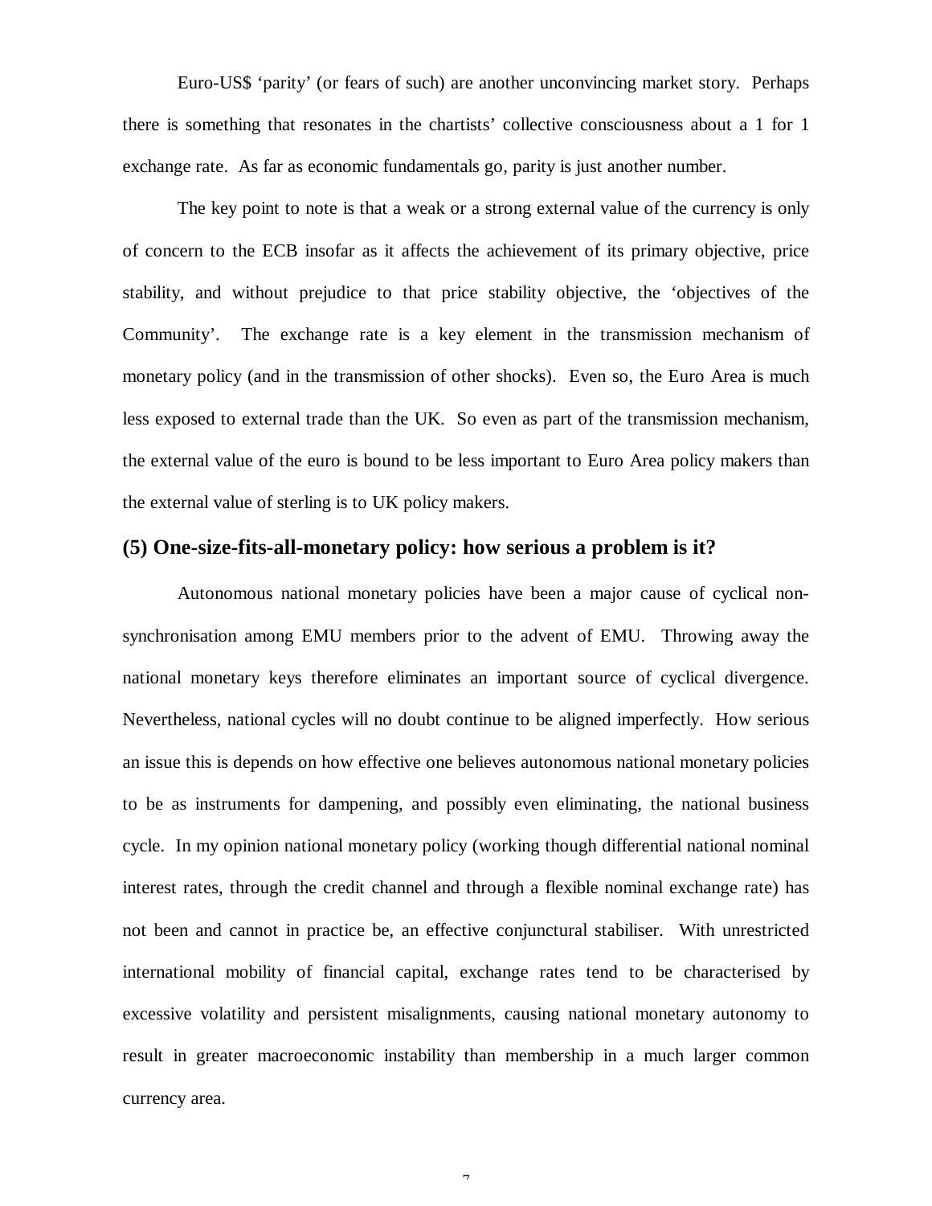Euro-US$ ‘parity’ (or fears of such) are another unconvincing market story. Perhaps there is something that resonates in the chartists’ collective consciousness about a 1 for 1 exchange rate. As far as economic fundamentals go, parity is just another number.

The key point to note is that a weak or a strong external value of the currency is only of concern to the ECB insofar as it affects the achievement of its primary objective, price stability, and without prejudice to that price stability objective, the ‘objectives of the Community’. The exchange rate is a key element in the transmission mechanism of monetary policy (and in the transmission of other shocks). Even so, the Euro Area is much less exposed to external trade than the UK. So even as part of the transmission mechanism, the external value of the euro is bound to be less important to Euro Area policy makers than the external value of sterling is to UK policy makers.

### (5) One-size-fits-all-monetary policy: how serious a problem is it?

Autonomous national monetary policies have been a major cause of cyclical non-synchronisation among EMU members prior to the advent of EMU. Throwing away the national monetary keys therefore eliminates an important source of cyclical divergence. Nevertheless, national cycles will no doubt continue to be aligned imperfectly. How serious an issue this is depends on how effective one believes autonomous national monetary policies to be as instruments for dampening, and possibly even eliminating, the national business cycle. In my opinion national monetary policy (working though differential national nominal interest rates, through the credit channel and through a flexible nominal exchange rate) has not been and cannot in practice be, an effective conjunctural stabiliser. With unrestricted international mobility of financial capital, exchange rates tend to be characterised by excessive volatility and persistent misalignments, causing national monetary autonomy to result in greater macroeconomic instability than membership in a much larger common currency area.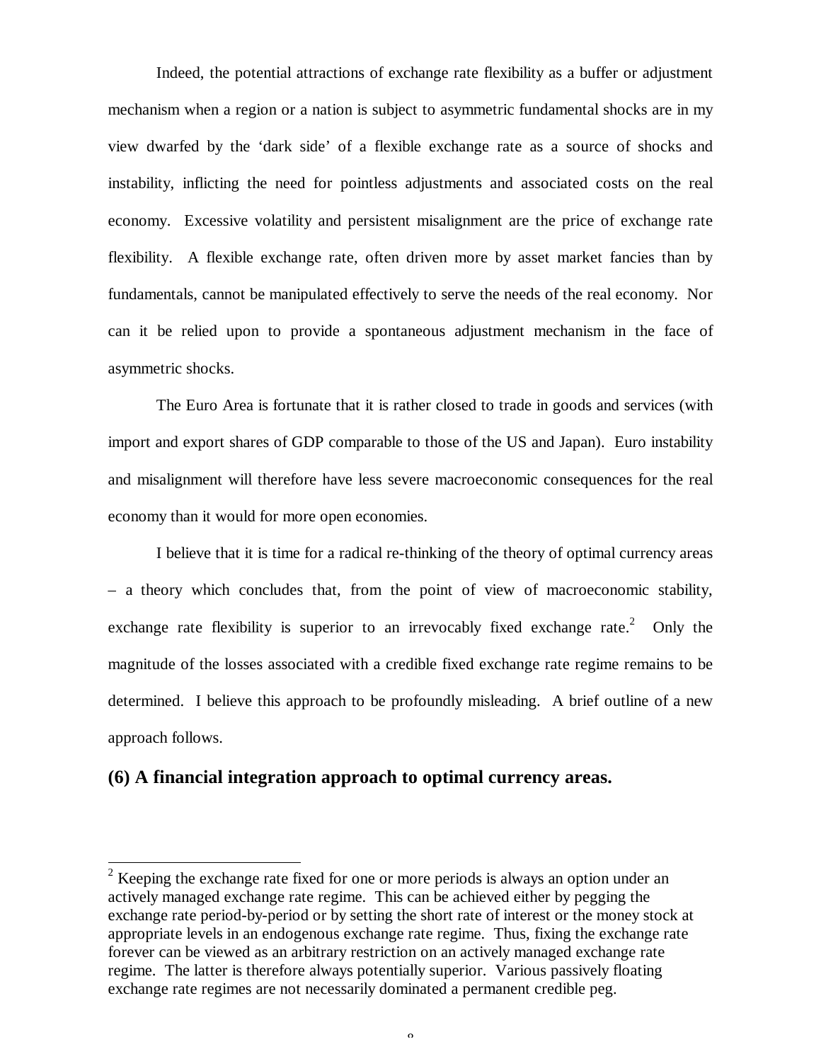Indeed, the potential attractions of exchange rate flexibility as a buffer or adjustment mechanism when a region or a nation is subject to asymmetric fundamental shocks are in my view dwarfed by the 'dark side' of a flexible exchange rate as a source of shocks and instability, inflicting the need for pointless adjustments and associated costs on the real economy. Excessive volatility and persistent misalignment are the price of exchange rate flexibility. A flexible exchange rate, often driven more by asset market fancies than by fundamentals, cannot be manipulated effectively to serve the needs of the real economy. Nor can it be relied upon to provide a spontaneous adjustment mechanism in the face of asymmetric shocks.

The Euro Area is fortunate that it is rather closed to trade in goods and services (with import and export shares of GDP comparable to those of the US and Japan). Euro instability and misalignment will therefore have less severe macroeconomic consequences for the real economy than it would for more open economies.

I believe that it is time for a radical re-thinking of the theory of optimal currency areas – a theory which concludes that, from the point of view of macroeconomic stability, exchange rate flexibility is superior to an irrevocably fixed exchange rate.[2] Only the magnitude of the losses associated with a credible fixed exchange rate regime remains to be determined. I believe this approach to be profoundly misleading. A brief outline of a new approach follows.

## (6) A financial integration approach to optimal currency areas.

---

[2] Keeping the exchange rate fixed for one or more periods is always an option under an actively managed exchange rate regime. This can be achieved either by pegging the exchange rate period-by-period or by setting the short rate of interest or the money stock at appropriate levels in an endogenous exchange rate regime. Thus, fixing the exchange rate forever can be viewed as an arbitrary restriction on an actively managed exchange rate regime. The latter is therefore always potentially superior. Various passively floating exchange rate regimes are not necessarily dominated a permanent credible peg.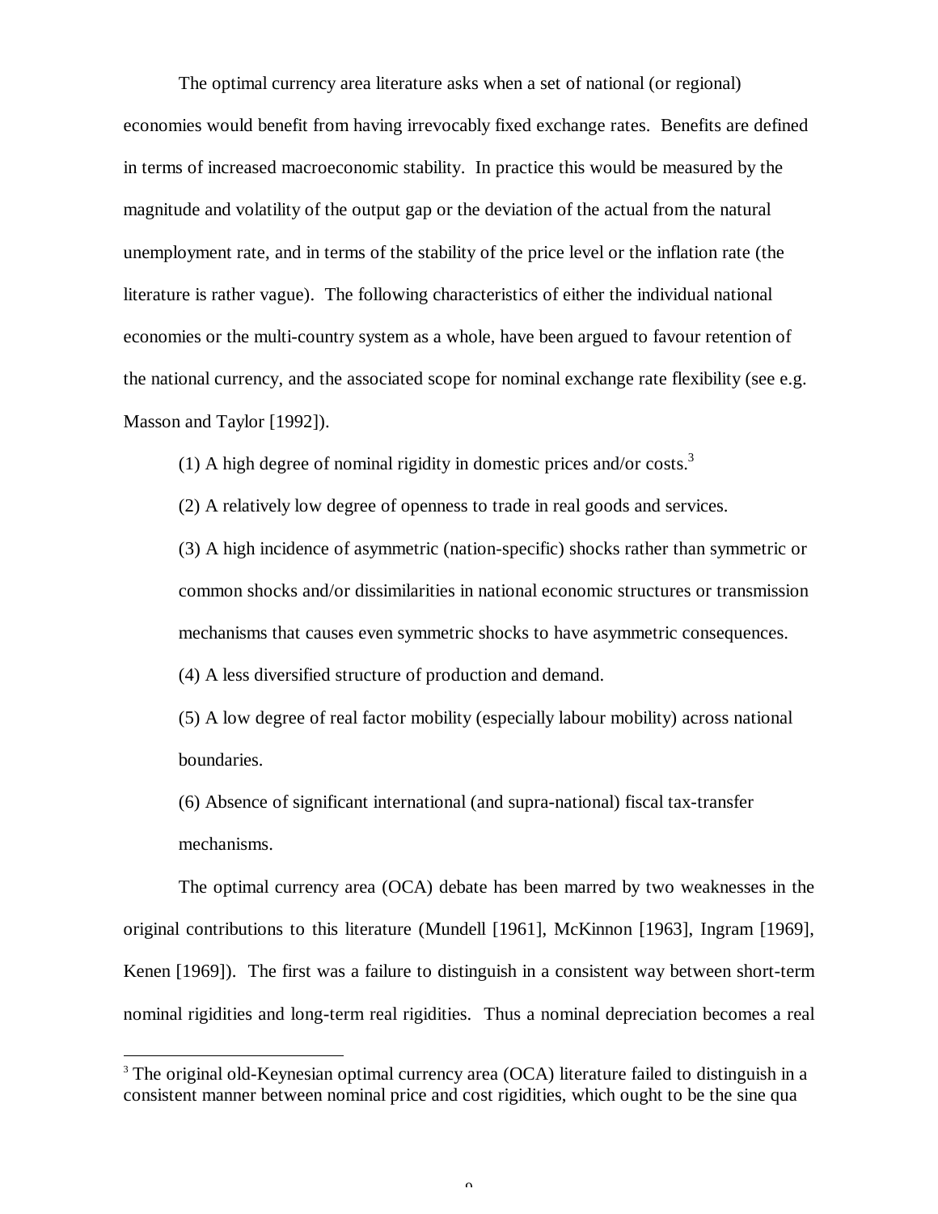The optimal currency area literature asks when a set of national (or regional) economies would benefit from having irrevocably fixed exchange rates. Benefits are defined in terms of increased macroeconomic stability. In practice this would be measured by the magnitude and volatility of the output gap or the deviation of the actual from the natural unemployment rate, and in terms of the stability of the price level or the inflation rate (the literature is rather vague). The following characteristics of either the individual national economies or the multi-country system as a whole, have been argued to favour retention of the national currency, and the associated scope for nominal exchange rate flexibility (see e.g. Masson and Taylor [1992]).

(1) A high degree of nominal rigidity in domestic prices and/or costs.[3]

(2) A relatively low degree of openness to trade in real goods and services.

(3) A high incidence of asymmetric (nation-specific) shocks rather than symmetric or common shocks and/or dissimilarities in national economic structures or transmission mechanisms that causes even symmetric shocks to have asymmetric consequences.

(4) A less diversified structure of production and demand.

(5) A low degree of real factor mobility (especially labour mobility) across national boundaries.

(6) Absence of significant international (and supra-national) fiscal tax-transfer mechanisms.

The optimal currency area (OCA) debate has been marred by two weaknesses in the original contributions to this literature (Mundell [1961], McKinnon [1963], Ingram [1969], Kenen [1969]). The first was a failure to distinguish in a consistent way between short-term nominal rigidities and long-term real rigidities. Thus a nominal depreciation becomes a real

[3] The original old-Keynesian optimal currency area (OCA) literature failed to distinguish in a consistent manner between nominal price and cost rigidities, which ought to be the sine qua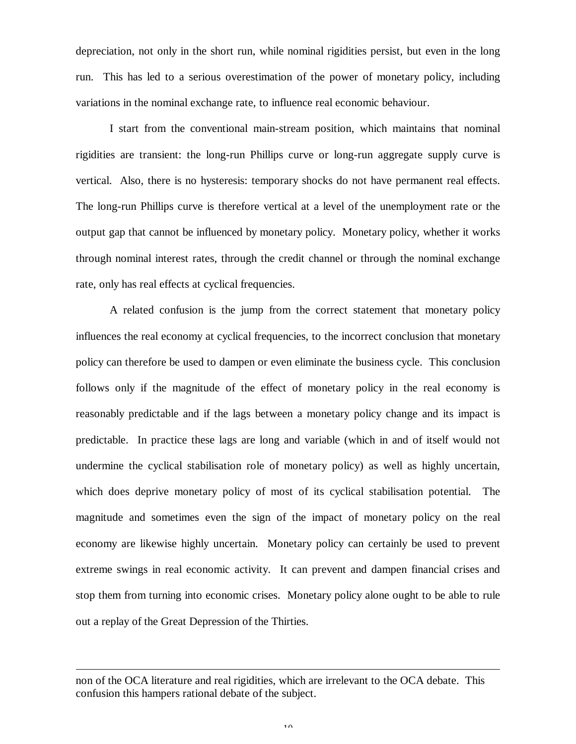depreciation, not only in the short run, while nominal rigidities persist, but even in the long run. This has led to a serious overestimation of the power of monetary policy, including variations in the nominal exchange rate, to influence real economic behaviour.

I start from the conventional main-stream position, which maintains that nominal rigidities are transient: the long-run Phillips curve or long-run aggregate supply curve is vertical. Also, there is no hysteresis: temporary shocks do not have permanent real effects. The long-run Phillips curve is therefore vertical at a level of the unemployment rate or the output gap that cannot be influenced by monetary policy. Monetary policy, whether it works through nominal interest rates, through the credit channel or through the nominal exchange rate, only has real effects at cyclical frequencies.

A related confusion is the jump from the correct statement that monetary policy influences the real economy at cyclical frequencies, to the incorrect conclusion that monetary policy can therefore be used to dampen or even eliminate the business cycle. This conclusion follows only if the magnitude of the effect of monetary policy in the real economy is reasonably predictable and if the lags between a monetary policy change and its impact is predictable. In practice these lags are long and variable (which in and of itself would not undermine the cyclical stabilisation role of monetary policy) as well as highly uncertain, which does deprive monetary policy of most of its cyclical stabilisation potential. The magnitude and sometimes even the sign of the impact of monetary policy on the real economy are likewise highly uncertain. Monetary policy can certainly be used to prevent extreme swings in real economic activity. It can prevent and dampen financial crises and stop them from turning into economic crises. Monetary policy alone ought to be able to rule out a replay of the Great Depression of the Thirties.

---

non of the OCA literature and real rigidities, which are irrelevant to the OCA debate. This confusion this hampers rational debate of the subject.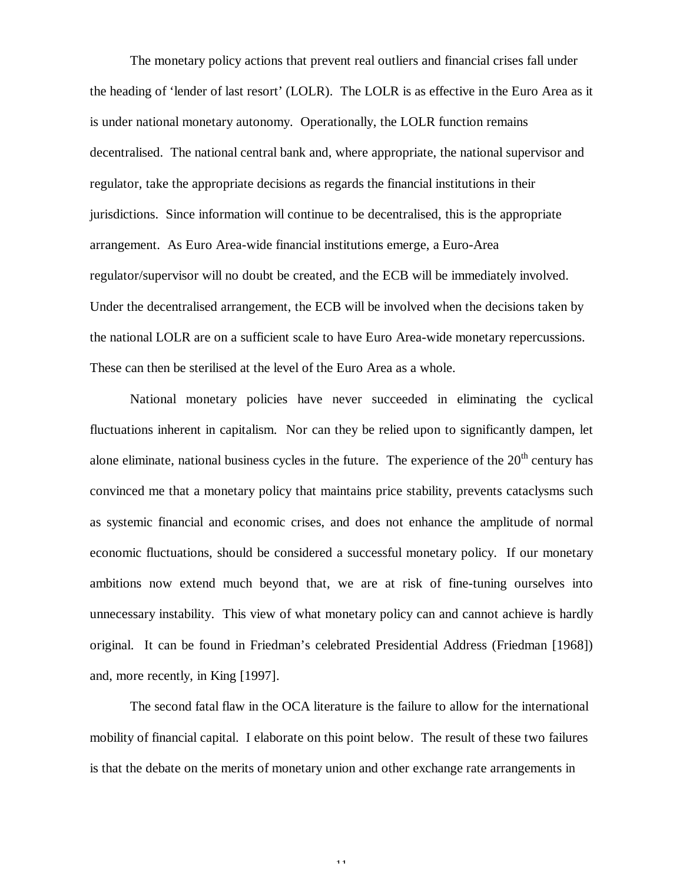The monetary policy actions that prevent real outliers and financial crises fall under the heading of 'lender of last resort' (LOLR). The LOLR is as effective in the Euro Area as it is under national monetary autonomy. Operationally, the LOLR function remains decentralised. The national central bank and, where appropriate, the national supervisor and regulator, take the appropriate decisions as regards the financial institutions in their jurisdictions. Since information will continue to be decentralised, this is the appropriate arrangement. As Euro Area-wide financial institutions emerge, a Euro-Area regulator/supervisor will no doubt be created, and the ECB will be immediately involved. Under the decentralised arrangement, the ECB will be involved when the decisions taken by the national LOLR are on a sufficient scale to have Euro Area-wide monetary repercussions. These can then be sterilised at the level of the Euro Area as a whole.

National monetary policies have never succeeded in eliminating the cyclical fluctuations inherent in capitalism. Nor can they be relied upon to significantly dampen, let alone eliminate, national business cycles in the future. The experience of the 20th century has convinced me that a monetary policy that maintains price stability, prevents cataclysms such as systemic financial and economic crises, and does not enhance the amplitude of normal economic fluctuations, should be considered a successful monetary policy. If our monetary ambitions now extend much beyond that, we are at risk of fine-tuning ourselves into unnecessary instability. This view of what monetary policy can and cannot achieve is hardly original. It can be found in Friedman's celebrated Presidential Address (Friedman [1968]) and, more recently, in King [1997].

The second fatal flaw in the OCA literature is the failure to allow for the international mobility of financial capital. I elaborate on this point below. The result of these two failures is that the debate on the merits of monetary union and other exchange rate arrangements in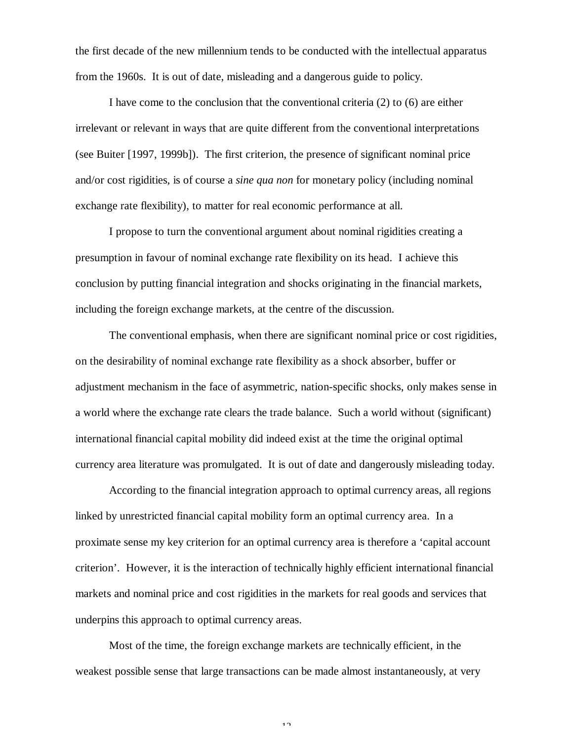the first decade of the new millennium tends to be conducted with the intellectual apparatus from the 1960s. It is out of date, misleading and a dangerous guide to policy.

I have come to the conclusion that the conventional criteria (2) to (6) are either irrelevant or relevant in ways that are quite different from the conventional interpretations (see Buiter [1997, 1999b]). The first criterion, the presence of significant nominal price and/or cost rigidities, is of course a *sine qua non* for monetary policy (including nominal exchange rate flexibility), to matter for real economic performance at all.

I propose to turn the conventional argument about nominal rigidities creating a presumption in favour of nominal exchange rate flexibility on its head. I achieve this conclusion by putting financial integration and shocks originating in the financial markets, including the foreign exchange markets, at the centre of the discussion.

The conventional emphasis, when there are significant nominal price or cost rigidities, on the desirability of nominal exchange rate flexibility as a shock absorber, buffer or adjustment mechanism in the face of asymmetric, nation-specific shocks, only makes sense in a world where the exchange rate clears the trade balance. Such a world without (significant) international financial capital mobility did indeed exist at the time the original optimal currency area literature was promulgated. It is out of date and dangerously misleading today.

According to the financial integration approach to optimal currency areas, all regions linked by unrestricted financial capital mobility form an optimal currency area. In a proximate sense my key criterion for an optimal currency area is therefore a 'capital account criterion'. However, it is the interaction of technically highly efficient international financial markets and nominal price and cost rigidities in the markets for real goods and services that underpins this approach to optimal currency areas.

Most of the time, the foreign exchange markets are technically efficient, in the weakest possible sense that large transactions can be made almost instantaneously, at very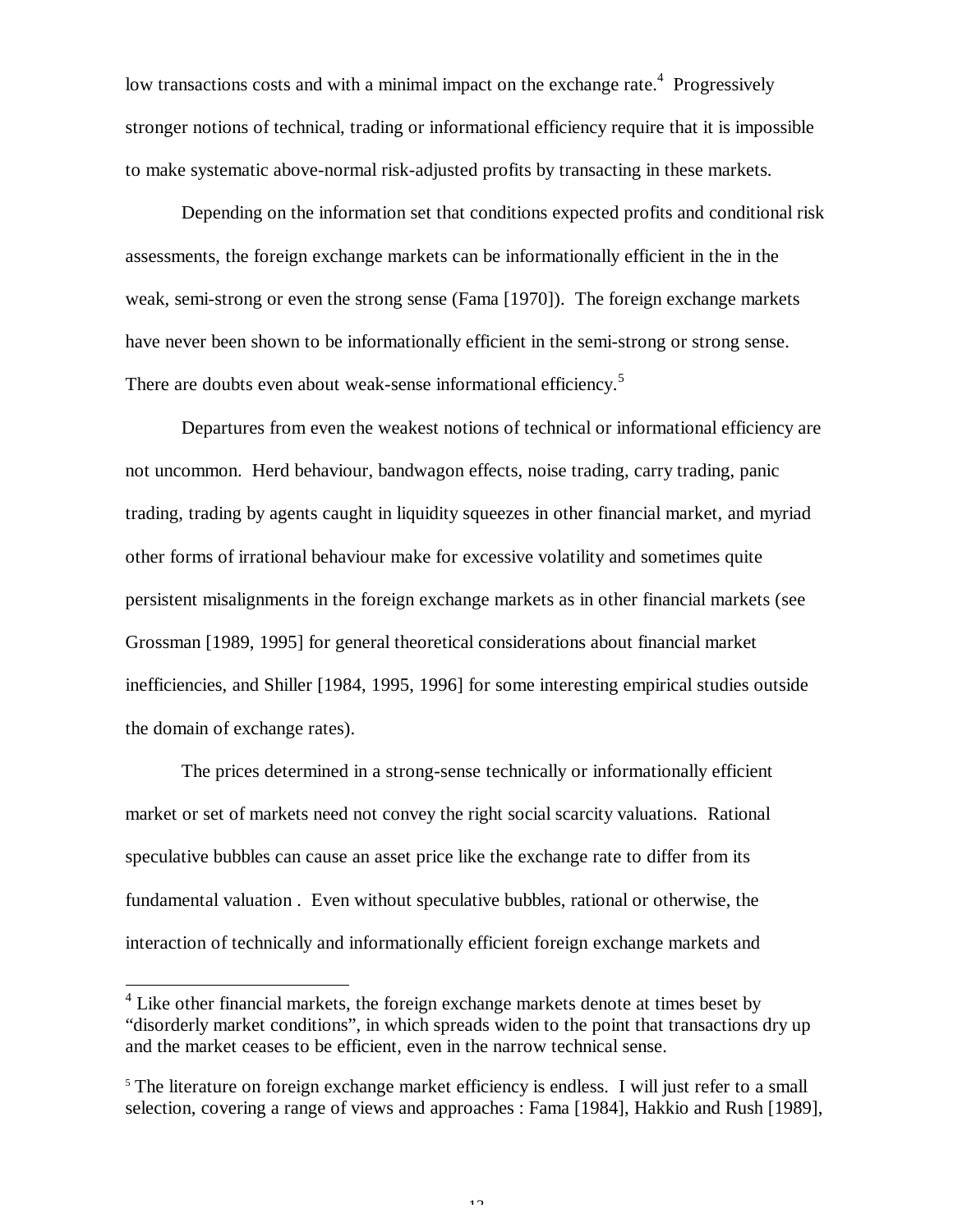low transactions costs and with a minimal impact on the exchange rate.[4] Progressively stronger notions of technical, trading or informational efficiency require that it is impossible to make systematic above-normal risk-adjusted profits by transacting in these markets.

Depending on the information set that conditions expected profits and conditional risk assessments, the foreign exchange markets can be informationally efficient in the in the weak, semi-strong or even the strong sense (Fama [1970]). The foreign exchange markets have never been shown to be informationally efficient in the semi-strong or strong sense. There are doubts even about weak-sense informational efficiency.[5]

Departures from even the weakest notions of technical or informational efficiency are not uncommon. Herd behaviour, bandwagon effects, noise trading, carry trading, panic trading, trading by agents caught in liquidity squeezes in other financial market, and myriad other forms of irrational behaviour make for excessive volatility and sometimes quite persistent misalignments in the foreign exchange markets as in other financial markets (see Grossman [1989, 1995] for general theoretical considerations about financial market inefficiencies, and Shiller [1984, 1995, 1996] for some interesting empirical studies outside the domain of exchange rates).

The prices determined in a strong-sense technically or informationally efficient market or set of markets need not convey the right social scarcity valuations. Rational speculative bubbles can cause an asset price like the exchange rate to differ from its fundamental valuation . Even without speculative bubbles, rational or otherwise, the interaction of technically and informationally efficient foreign exchange markets and

---

[4] Like other financial markets, the foreign exchange markets denote at times beset by "disorderly market conditions", in which spreads widen to the point that transactions dry up and the market ceases to be efficient, even in the narrow technical sense.

[5] The literature on foreign exchange market efficiency is endless. I will just refer to a small selection, covering a range of views and approaches : Fama [1984], Hakkio and Rush [1989],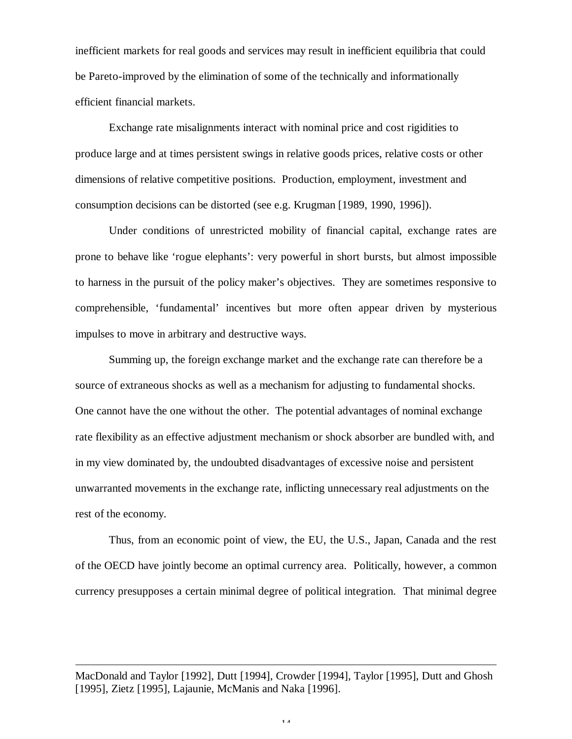inefficient markets for real goods and services may result in inefficient equilibria that could be Pareto-improved by the elimination of some of the technically and informationally efficient financial markets.

Exchange rate misalignments interact with nominal price and cost rigidities to produce large and at times persistent swings in relative goods prices, relative costs or other dimensions of relative competitive positions. Production, employment, investment and consumption decisions can be distorted (see e.g. Krugman [1989, 1990, 1996]).

Under conditions of unrestricted mobility of financial capital, exchange rates are prone to behave like 'rogue elephants': very powerful in short bursts, but almost impossible to harness in the pursuit of the policy maker's objectives. They are sometimes responsive to comprehensible, 'fundamental' incentives but more often appear driven by mysterious impulses to move in arbitrary and destructive ways.

Summing up, the foreign exchange market and the exchange rate can therefore be a source of extraneous shocks as well as a mechanism for adjusting to fundamental shocks. One cannot have the one without the other. The potential advantages of nominal exchange rate flexibility as an effective adjustment mechanism or shock absorber are bundled with, and in my view dominated by, the undoubted disadvantages of excessive noise and persistent unwarranted movements in the exchange rate, inflicting unnecessary real adjustments on the rest of the economy.

Thus, from an economic point of view, the EU, the U.S., Japan, Canada and the rest of the OECD have jointly become an optimal currency area. Politically, however, a common currency presupposes a certain minimal degree of political integration. That minimal degree

---

MacDonald and Taylor [1992], Dutt [1994], Crowder [1994], Taylor [1995], Dutt and Ghosh [1995], Zietz [1995], Lajaunie, McManis and Naka [1996].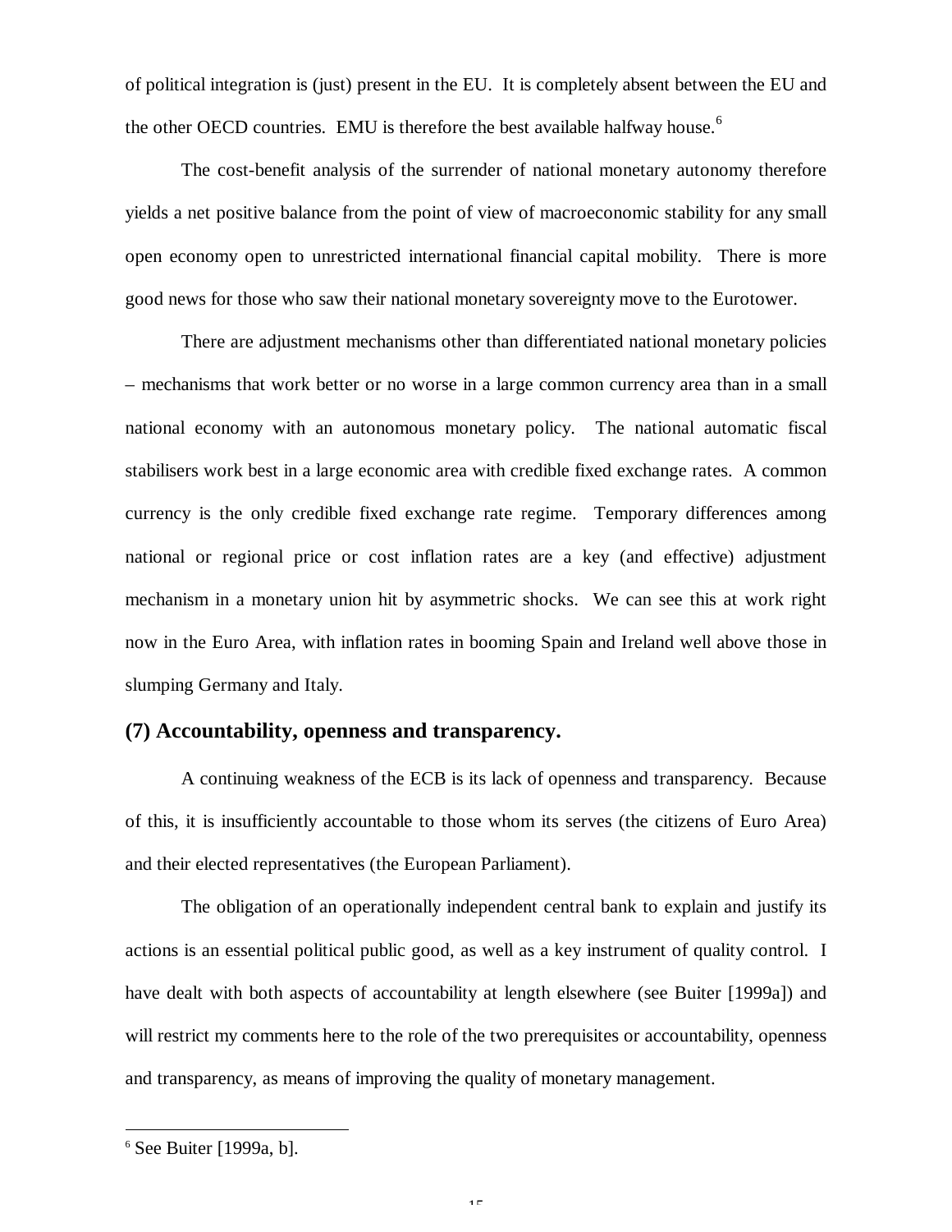of political integration is (just) present in the EU. It is completely absent between the EU and the other OECD countries. EMU is therefore the best available halfway house.[6]

The cost-benefit analysis of the surrender of national monetary autonomy therefore yields a net positive balance from the point of view of macroeconomic stability for any small open economy open to unrestricted international financial capital mobility. There is more good news for those who saw their national monetary sovereignty move to the Eurotower.

There are adjustment mechanisms other than differentiated national monetary policies – mechanisms that work better or no worse in a large common currency area than in a small national economy with an autonomous monetary policy. The national automatic fiscal stabilisers work best in a large economic area with credible fixed exchange rates. A common currency is the only credible fixed exchange rate regime. Temporary differences among national or regional price or cost inflation rates are a key (and effective) adjustment mechanism in a monetary union hit by asymmetric shocks. We can see this at work right now in the Euro Area, with inflation rates in booming Spain and Ireland well above those in slumping Germany and Italy.

## (7) Accountability, openness and transparency.

A continuing weakness of the ECB is its lack of openness and transparency. Because of this, it is insufficiently accountable to those whom its serves (the citizens of Euro Area) and their elected representatives (the European Parliament).

The obligation of an operationally independent central bank to explain and justify its actions is an essential political public good, as well as a key instrument of quality control. I have dealt with both aspects of accountability at length elsewhere (see Buiter [1999a]) and will restrict my comments here to the role of the two prerequisites or accountability, openness and transparency, as means of improving the quality of monetary management.

[6] See Buiter [1999a, b].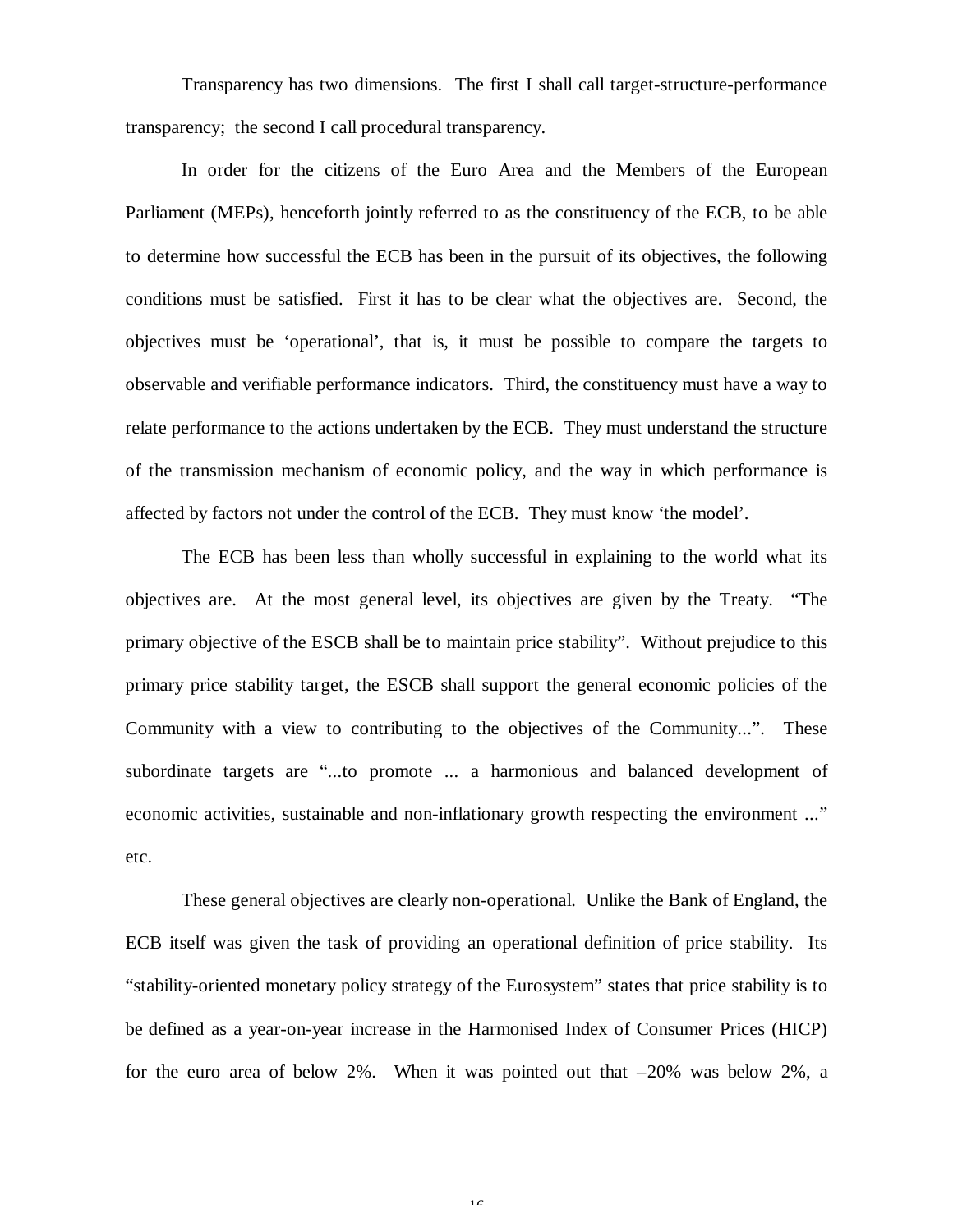Transparency has two dimensions. The first I shall call target-structure-performance transparency; the second I call procedural transparency.

In order for the citizens of the Euro Area and the Members of the European Parliament (MEPs), henceforth jointly referred to as the constituency of the ECB, to be able to determine how successful the ECB has been in the pursuit of its objectives, the following conditions must be satisfied. First it has to be clear what the objectives are. Second, the objectives must be 'operational', that is, it must be possible to compare the targets to observable and verifiable performance indicators. Third, the constituency must have a way to relate performance to the actions undertaken by the ECB. They must understand the structure of the transmission mechanism of economic policy, and the way in which performance is affected by factors not under the control of the ECB. They must know 'the model'.

The ECB has been less than wholly successful in explaining to the world what its objectives are. At the most general level, its objectives are given by the Treaty. "The primary objective of the ESCB shall be to maintain price stability". Without prejudice to this primary price stability target, the ESCB shall support the general economic policies of the Community with a view to contributing to the objectives of the Community...". These subordinate targets are "...to promote ... a harmonious and balanced development of economic activities, sustainable and non-inflationary growth respecting the environment ..." etc.

These general objectives are clearly non-operational. Unlike the Bank of England, the ECB itself was given the task of providing an operational definition of price stability. Its "stability-oriented monetary policy strategy of the Eurosystem" states that price stability is to be defined as a year-on-year increase in the Harmonised Index of Consumer Prices (HICP) for the euro area of below 2%. When it was pointed out that –20% was below 2%, a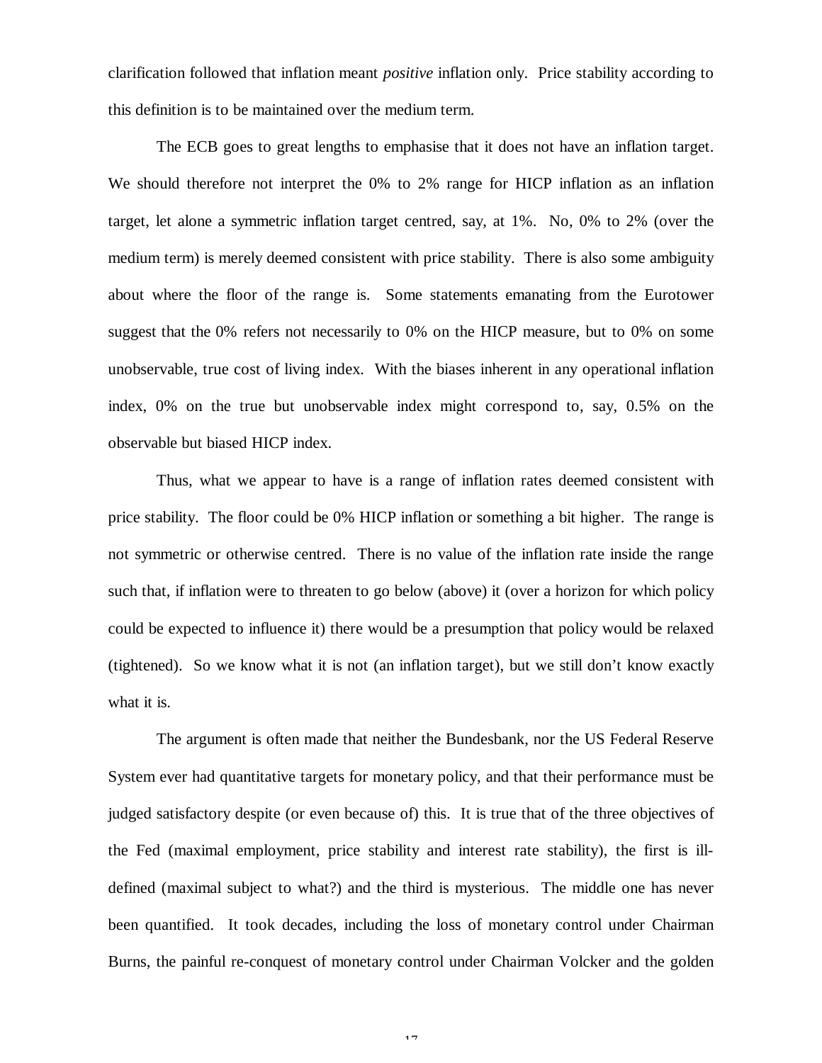clarification followed that inflation meant *positive* inflation only. Price stability according to this definition is to be maintained over the medium term.

The ECB goes to great lengths to emphasise that it does not have an inflation target. We should therefore not interpret the 0% to 2% range for HICP inflation as an inflation target, let alone a symmetric inflation target centred, say, at 1%. No, 0% to 2% (over the medium term) is merely deemed consistent with price stability. There is also some ambiguity about where the floor of the range is. Some statements emanating from the Eurotower suggest that the 0% refers not necessarily to 0% on the HICP measure, but to 0% on some unobservable, true cost of living index. With the biases inherent in any operational inflation index, 0% on the true but unobservable index might correspond to, say, 0.5% on the observable but biased HICP index.

Thus, what we appear to have is a range of inflation rates deemed consistent with price stability. The floor could be 0% HICP inflation or something a bit higher. The range is not symmetric or otherwise centred. There is no value of the inflation rate inside the range such that, if inflation were to threaten to go below (above) it (over a horizon for which policy could be expected to influence it) there would be a presumption that policy would be relaxed (tightened). So we know what it is not (an inflation target), but we still don't know exactly what it is.

The argument is often made that neither the Bundesbank, nor the US Federal Reserve System ever had quantitative targets for monetary policy, and that their performance must be judged satisfactory despite (or even because of) this. It is true that of the three objectives of the Fed (maximal employment, price stability and interest rate stability), the first is ill-defined (maximal subject to what?) and the third is mysterious. The middle one has never been quantified. It took decades, including the loss of monetary control under Chairman Burns, the painful re-conquest of monetary control under Chairman Volcker and the golden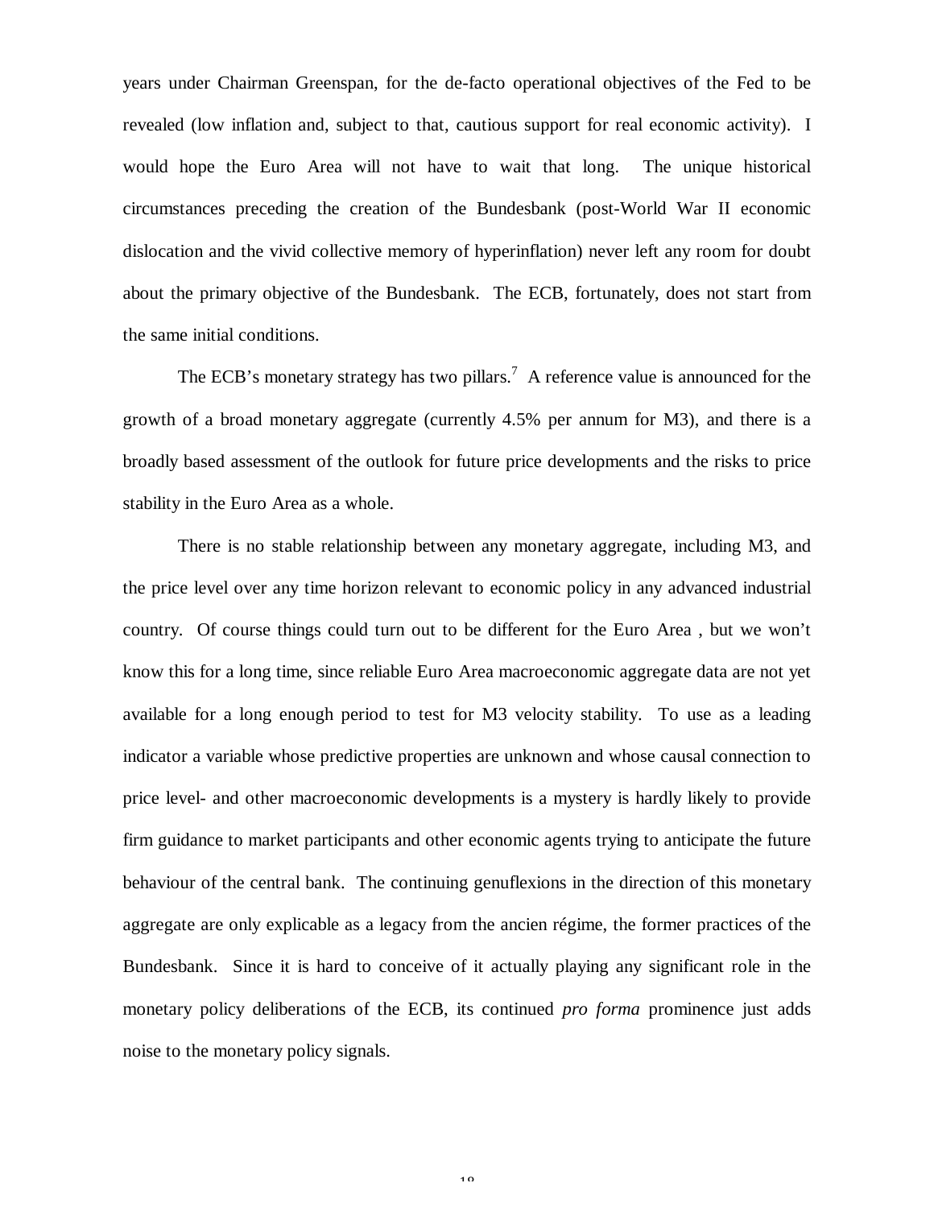years under Chairman Greenspan, for the de-facto operational objectives of the Fed to be revealed (low inflation and, subject to that, cautious support for real economic activity). I would hope the Euro Area will not have to wait that long. The unique historical circumstances preceding the creation of the Bundesbank (post-World War II economic dislocation and the vivid collective memory of hyperinflation) never left any room for doubt about the primary objective of the Bundesbank. The ECB, fortunately, does not start from the same initial conditions.

The ECB's monetary strategy has two pillars.[7] A reference value is announced for the growth of a broad monetary aggregate (currently 4.5% per annum for M3), and there is a broadly based assessment of the outlook for future price developments and the risks to price stability in the Euro Area as a whole.

There is no stable relationship between any monetary aggregate, including M3, and the price level over any time horizon relevant to economic policy in any advanced industrial country. Of course things could turn out to be different for the Euro Area , but we won't know this for a long time, since reliable Euro Area macroeconomic aggregate data are not yet available for a long enough period to test for M3 velocity stability. To use as a leading indicator a variable whose predictive properties are unknown and whose causal connection to price level- and other macroeconomic developments is a mystery is hardly likely to provide firm guidance to market participants and other economic agents trying to anticipate the future behaviour of the central bank. The continuing genuflexions in the direction of this monetary aggregate are only explicable as a legacy from the ancien régime, the former practices of the Bundesbank. Since it is hard to conceive of it actually playing any significant role in the monetary policy deliberations of the ECB, its continued *pro forma* prominence just adds noise to the monetary policy signals.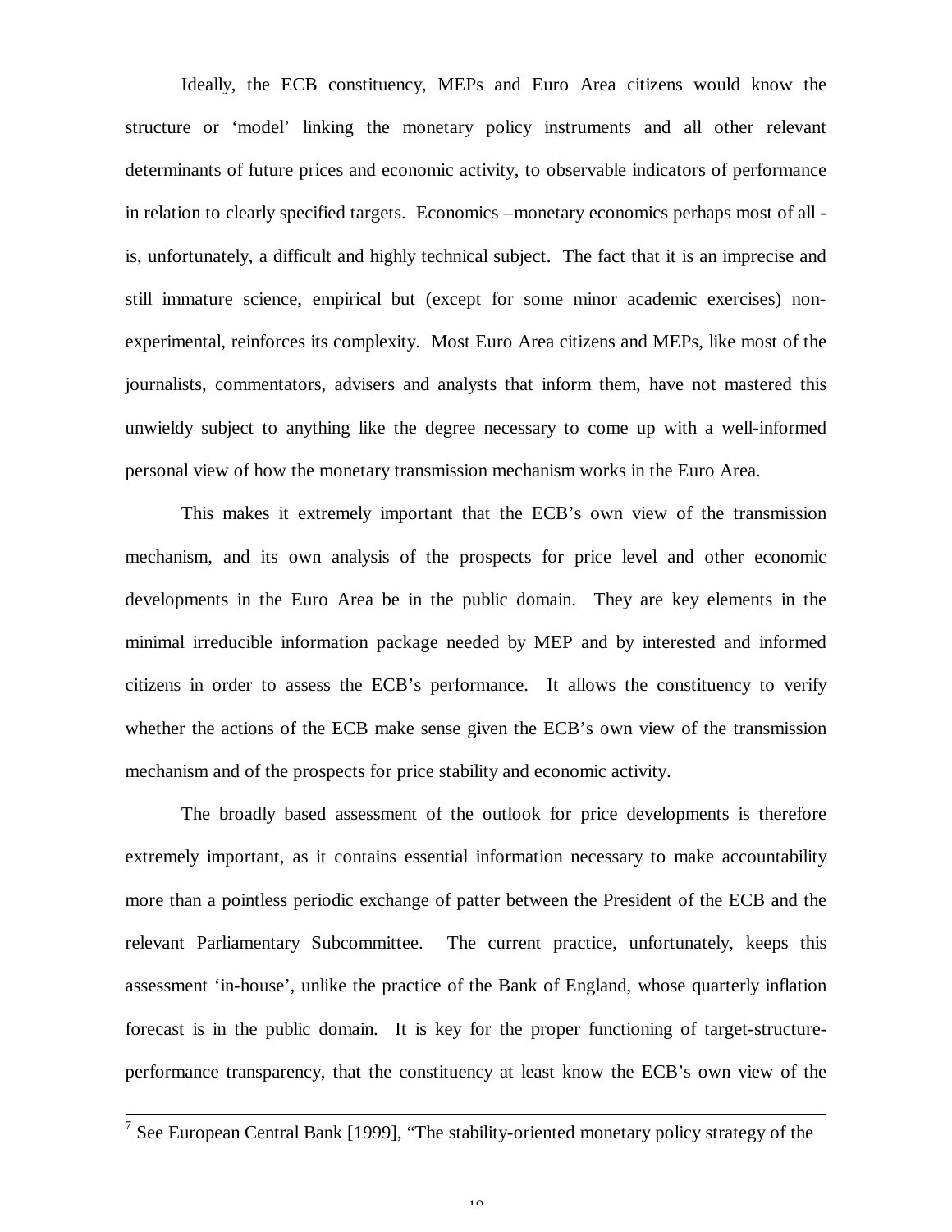Ideally, the ECB constituency, MEPs and Euro Area citizens would know the structure or 'model' linking the monetary policy instruments and all other relevant determinants of future prices and economic activity, to observable indicators of performance in relation to clearly specified targets. Economics –monetary economics perhaps most of all - is, unfortunately, a difficult and highly technical subject. The fact that it is an imprecise and still immature science, empirical but (except for some minor academic exercises) non-experimental, reinforces its complexity. Most Euro Area citizens and MEPs, like most of the journalists, commentators, advisers and analysts that inform them, have not mastered this unwieldy subject to anything like the degree necessary to come up with a well-informed personal view of how the monetary transmission mechanism works in the Euro Area.

This makes it extremely important that the ECB's own view of the transmission mechanism, and its own analysis of the prospects for price level and other economic developments in the Euro Area be in the public domain. They are key elements in the minimal irreducible information package needed by MEP and by interested and informed citizens in order to assess the ECB's performance. It allows the constituency to verify whether the actions of the ECB make sense given the ECB's own view of the transmission mechanism and of the prospects for price stability and economic activity.

The broadly based assessment of the outlook for price developments is therefore extremely important, as it contains essential information necessary to make accountability more than a pointless periodic exchange of patter between the President of the ECB and the relevant Parliamentary Subcommittee. The current practice, unfortunately, keeps this assessment 'in-house', unlike the practice of the Bank of England, whose quarterly inflation forecast is in the public domain. It is key for the proper functioning of target-structure-performance transparency, that the constituency at least know the ECB's own view of the

---

[7] See European Central Bank [1999], "The stability-oriented monetary policy strategy of the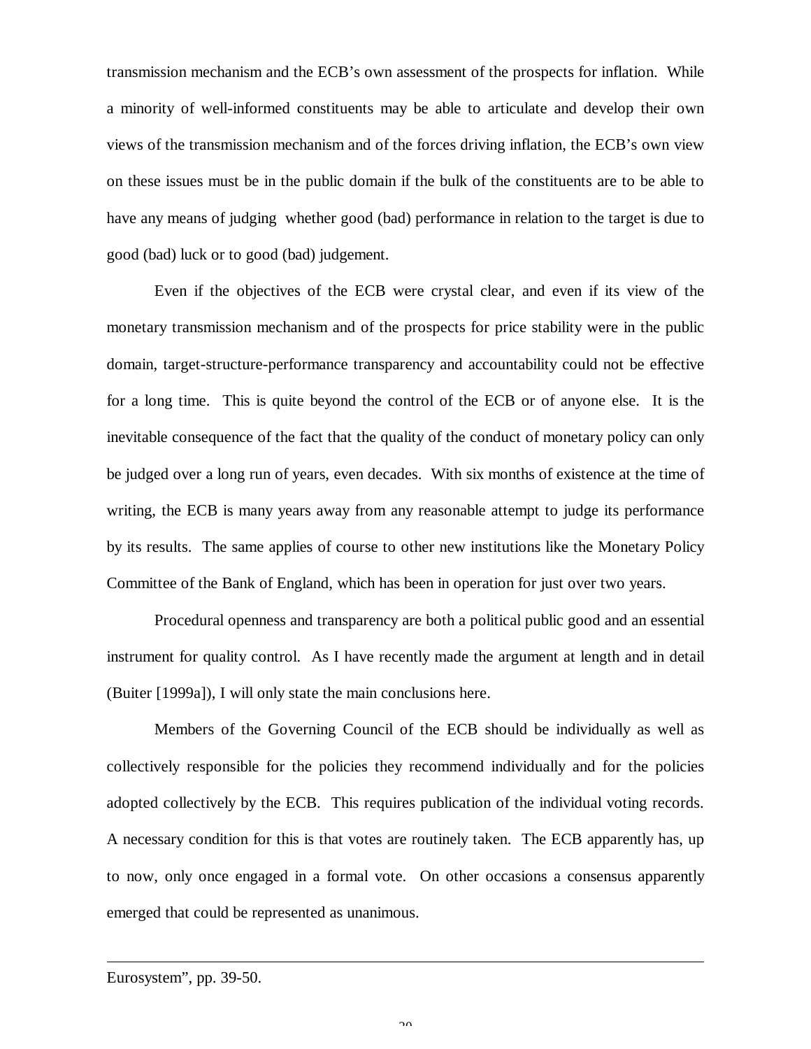transmission mechanism and the ECB's own assessment of the prospects for inflation. While a minority of well-informed constituents may be able to articulate and develop their own views of the transmission mechanism and of the forces driving inflation, the ECB's own view on these issues must be in the public domain if the bulk of the constituents are to be able to have any means of judging whether good (bad) performance in relation to the target is due to good (bad) luck or to good (bad) judgement.

Even if the objectives of the ECB were crystal clear, and even if its view of the monetary transmission mechanism and of the prospects for price stability were in the public domain, target-structure-performance transparency and accountability could not be effective for a long time. This is quite beyond the control of the ECB or of anyone else. It is the inevitable consequence of the fact that the quality of the conduct of monetary policy can only be judged over a long run of years, even decades. With six months of existence at the time of writing, the ECB is many years away from any reasonable attempt to judge its performance by its results. The same applies of course to other new institutions like the Monetary Policy Committee of the Bank of England, which has been in operation for just over two years.

Procedural openness and transparency are both a political public good and an essential instrument for quality control. As I have recently made the argument at length and in detail (Buiter [1999a]), I will only state the main conclusions here.

Members of the Governing Council of the ECB should be individually as well as collectively responsible for the policies they recommend individually and for the policies adopted collectively by the ECB. This requires publication of the individual voting records. A necessary condition for this is that votes are routinely taken. The ECB apparently has, up to now, only once engaged in a formal vote. On other occasions a consensus apparently emerged that could be represented as unanimous.

---

Eurosystem", pp. 39-50.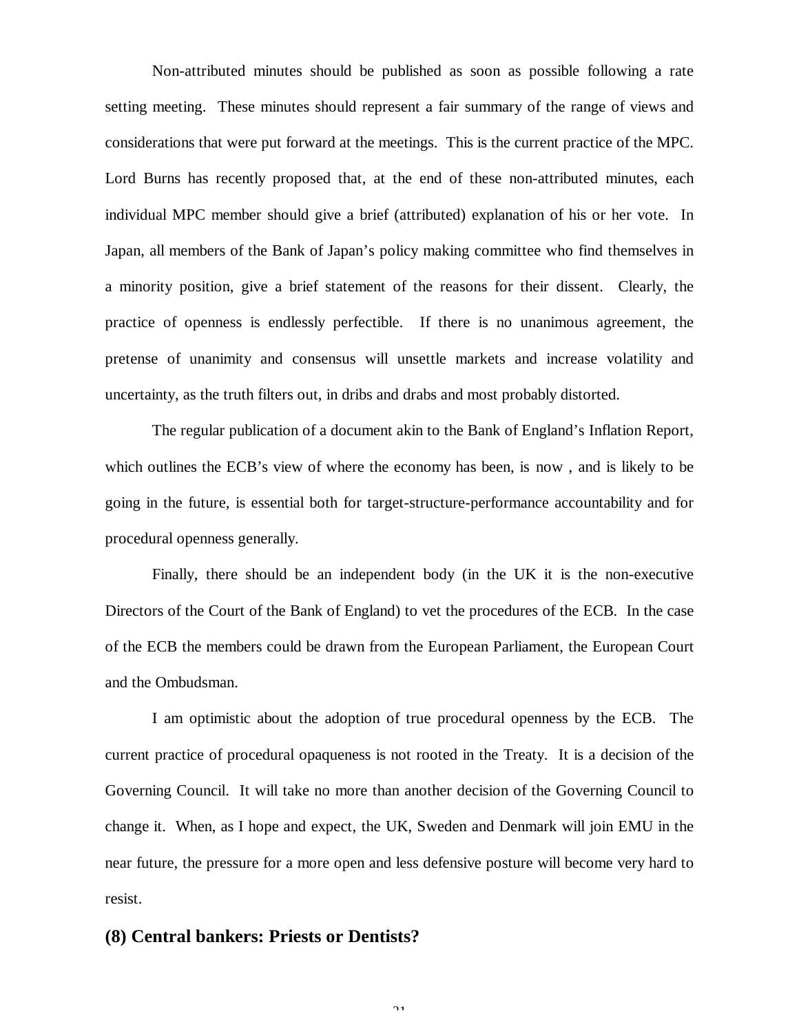Non-attributed minutes should be published as soon as possible following a rate setting meeting. These minutes should represent a fair summary of the range of views and considerations that were put forward at the meetings. This is the current practice of the MPC. Lord Burns has recently proposed that, at the end of these non-attributed minutes, each individual MPC member should give a brief (attributed) explanation of his or her vote. In Japan, all members of the Bank of Japan's policy making committee who find themselves in a minority position, give a brief statement of the reasons for their dissent. Clearly, the practice of openness is endlessly perfectible. If there is no unanimous agreement, the pretense of unanimity and consensus will unsettle markets and increase volatility and uncertainty, as the truth filters out, in dribs and drabs and most probably distorted.

The regular publication of a document akin to the Bank of England's Inflation Report, which outlines the ECB's view of where the economy has been, is now , and is likely to be going in the future, is essential both for target-structure-performance accountability and for procedural openness generally.

Finally, there should be an independent body (in the UK it is the non-executive Directors of the Court of the Bank of England) to vet the procedures of the ECB. In the case of the ECB the members could be drawn from the European Parliament, the European Court and the Ombudsman.

I am optimistic about the adoption of true procedural openness by the ECB. The current practice of procedural opaqueness is not rooted in the Treaty. It is a decision of the Governing Council. It will take no more than another decision of the Governing Council to change it. When, as I hope and expect, the UK, Sweden and Denmark will join EMU in the near future, the pressure for a more open and less defensive posture will become very hard to resist.

## (8) Central bankers: Priests or Dentists?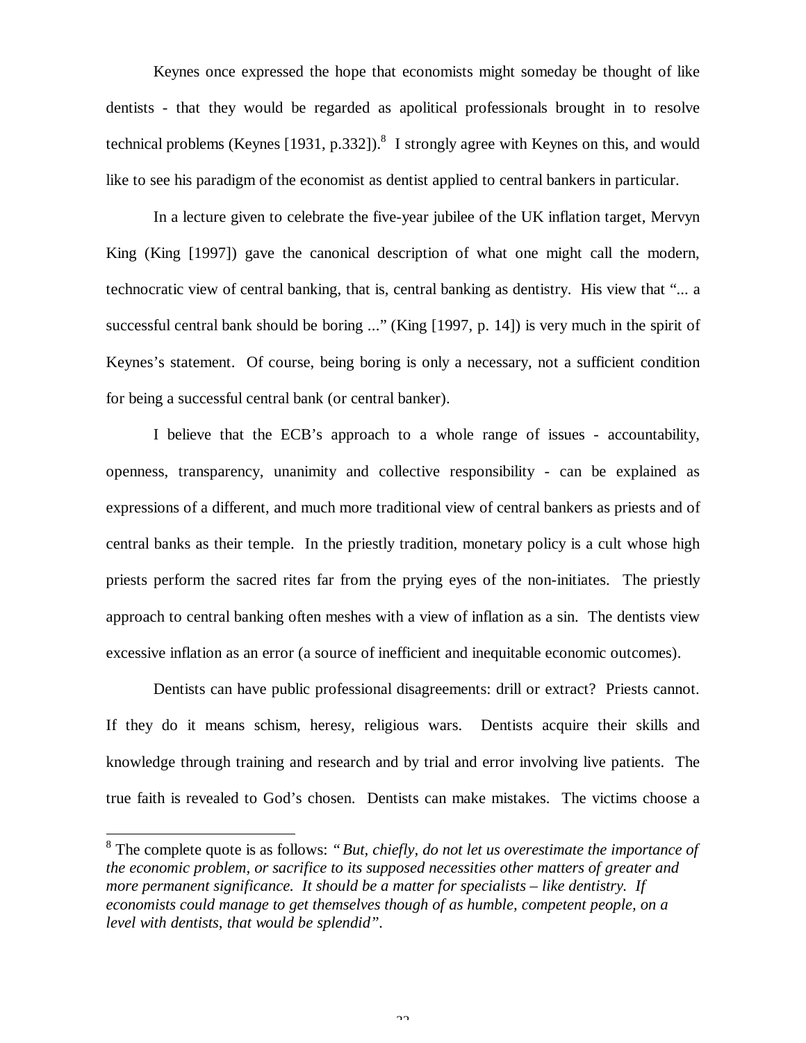Keynes once expressed the hope that economists might someday be thought of like dentists - that they would be regarded as apolitical professionals brought in to resolve technical problems (Keynes [1931, p.332]).[8] I strongly agree with Keynes on this, and would like to see his paradigm of the economist as dentist applied to central bankers in particular.

In a lecture given to celebrate the five-year jubilee of the UK inflation target, Mervyn King (King [1997]) gave the canonical description of what one might call the modern, technocratic view of central banking, that is, central banking as dentistry. His view that "... a successful central bank should be boring ..." (King [1997, p. 14]) is very much in the spirit of Keynes's statement. Of course, being boring is only a necessary, not a sufficient condition for being a successful central bank (or central banker).

I believe that the ECB's approach to a whole range of issues - accountability, openness, transparency, unanimity and collective responsibility - can be explained as expressions of a different, and much more traditional view of central bankers as priests and of central banks as their temple. In the priestly tradition, monetary policy is a cult whose high priests perform the sacred rites far from the prying eyes of the non-initiates. The priestly approach to central banking often meshes with a view of inflation as a sin. The dentists view excessive inflation as an error (a source of inefficient and inequitable economic outcomes).

Dentists can have public professional disagreements: drill or extract? Priests cannot. If they do it means schism, heresy, religious wars. Dentists acquire their skills and knowledge through training and research and by trial and error involving live patients. The true faith is revealed to God's chosen. Dentists can make mistakes. The victims choose a

---

[8] The complete quote is as follows: *"But, chiefly, do not let us overestimate the importance of the economic problem, or sacrifice to its supposed necessities other matters of greater and more permanent significance. It should be a matter for specialists – like dentistry. If economists could manage to get themselves though of as humble, competent people, on a level with dentists, that would be splendid"*.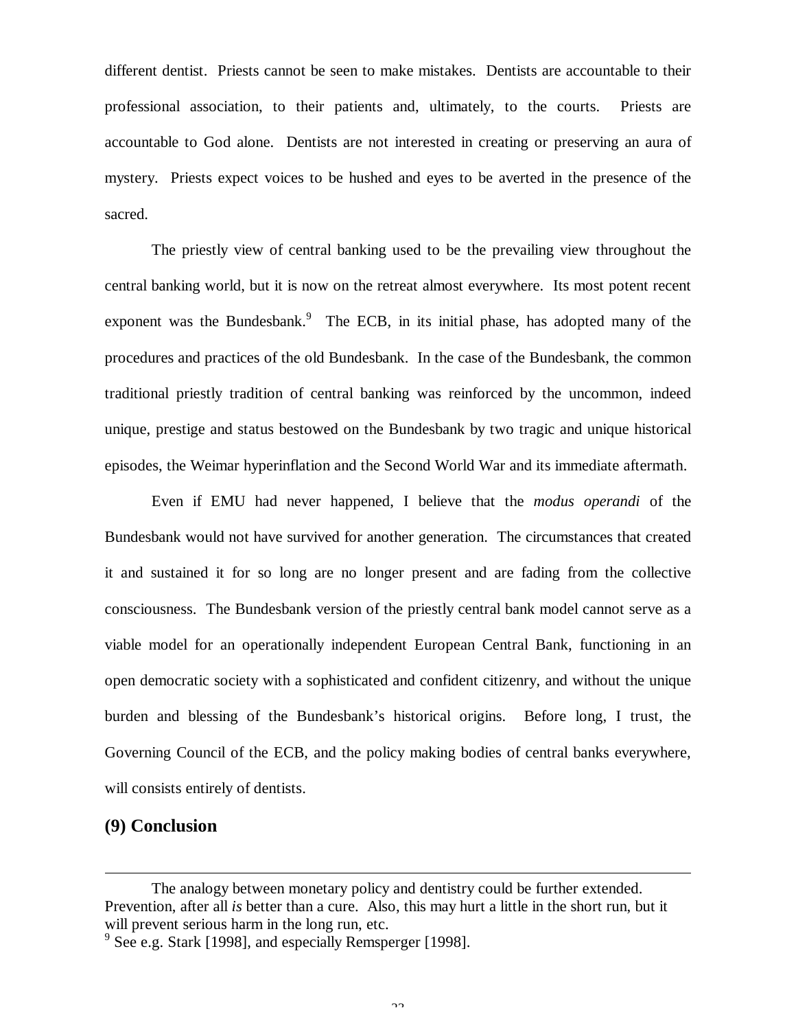different dentist. Priests cannot be seen to make mistakes. Dentists are accountable to their professional association, to their patients and, ultimately, to the courts. Priests are accountable to God alone. Dentists are not interested in creating or preserving an aura of mystery. Priests expect voices to be hushed and eyes to be averted in the presence of the sacred.

The priestly view of central banking used to be the prevailing view throughout the central banking world, but it is now on the retreat almost everywhere. Its most potent recent exponent was the Bundesbank.[9] The ECB, in its initial phase, has adopted many of the procedures and practices of the old Bundesbank. In the case of the Bundesbank, the common traditional priestly tradition of central banking was reinforced by the uncommon, indeed unique, prestige and status bestowed on the Bundesbank by two tragic and unique historical episodes, the Weimar hyperinflation and the Second World War and its immediate aftermath.

Even if EMU had never happened, I believe that the *modus operandi* of the Bundesbank would not have survived for another generation. The circumstances that created it and sustained it for so long are no longer present and are fading from the collective consciousness. The Bundesbank version of the priestly central bank model cannot serve as a viable model for an operationally independent European Central Bank, functioning in an open democratic society with a sophisticated and confident citizenry, and without the unique burden and blessing of the Bundesbank's historical origins. Before long, I trust, the Governing Council of the ECB, and the policy making bodies of central banks everywhere, will consists entirely of dentists.

## (9) Conclusion

---

The analogy between monetary policy and dentistry could be further extended. Prevention, after all *is* better than a cure. Also, this may hurt a little in the short run, but it will prevent serious harm in the long run, etc.

[9] See e.g. Stark [1998], and especially Remsperger [1998].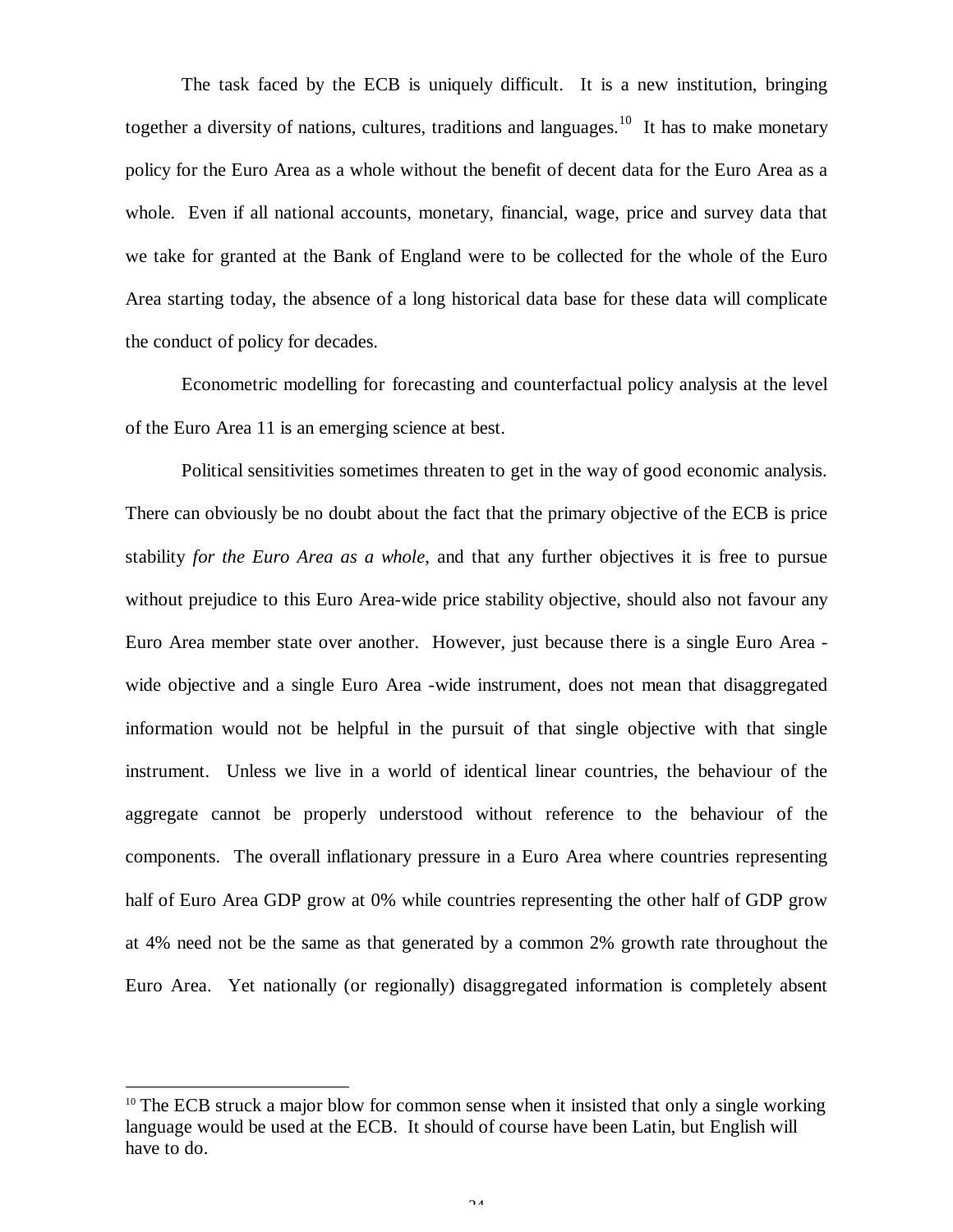The task faced by the ECB is uniquely difficult. It is a new institution, bringing together a diversity of nations, cultures, traditions and languages.[10] It has to make monetary policy for the Euro Area as a whole without the benefit of decent data for the Euro Area as a whole. Even if all national accounts, monetary, financial, wage, price and survey data that we take for granted at the Bank of England were to be collected for the whole of the Euro Area starting today, the absence of a long historical data base for these data will complicate the conduct of policy for decades.

Econometric modelling for forecasting and counterfactual policy analysis at the level of the Euro Area 11 is an emerging science at best.

Political sensitivities sometimes threaten to get in the way of good economic analysis. There can obviously be no doubt about the fact that the primary objective of the ECB is price stability *for the Euro Area as a whole*, and that any further objectives it is free to pursue without prejudice to this Euro Area-wide price stability objective, should also not favour any Euro Area member state over another. However, just because there is a single Euro Area -wide objective and a single Euro Area -wide instrument, does not mean that disaggregated information would not be helpful in the pursuit of that single objective with that single instrument. Unless we live in a world of identical linear countries, the behaviour of the aggregate cannot be properly understood without reference to the behaviour of the components. The overall inflationary pressure in a Euro Area where countries representing half of Euro Area GDP grow at 0% while countries representing the other half of GDP grow at 4% need not be the same as that generated by a common 2% growth rate throughout the Euro Area. Yet nationally (or regionally) disaggregated information is completely absent

[10] The ECB struck a major blow for common sense when it insisted that only a single working language would be used at the ECB. It should of course have been Latin, but English will have to do.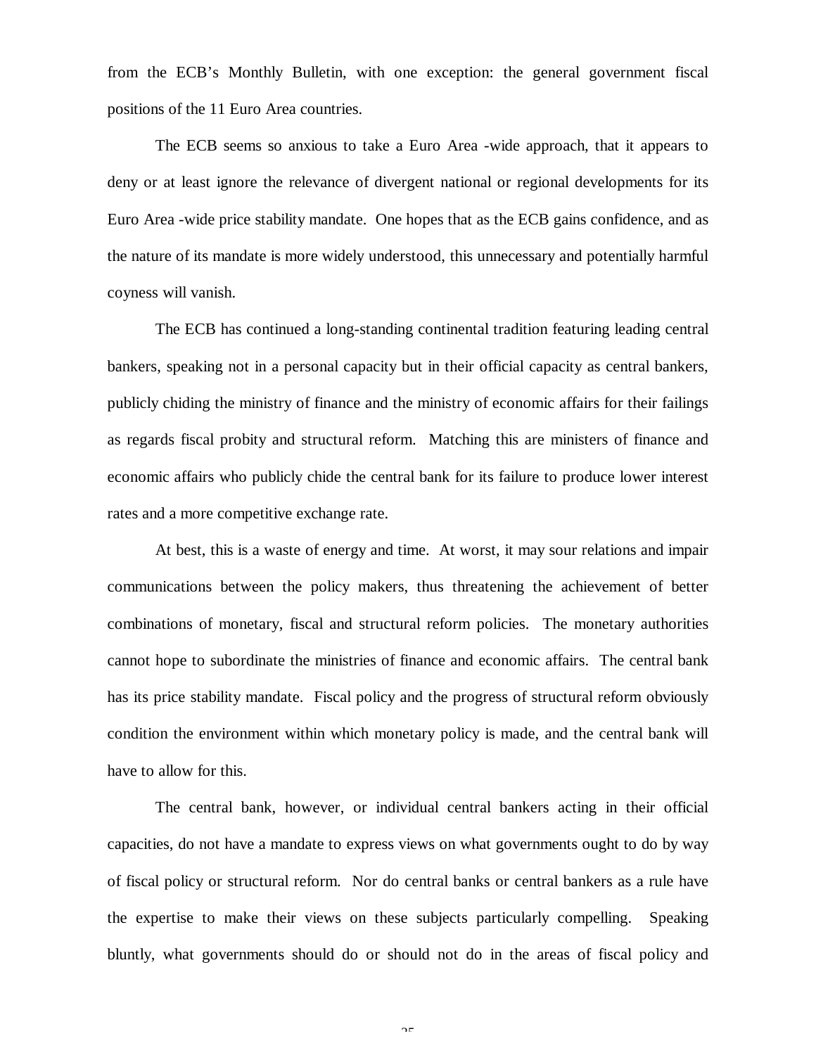from the ECB's Monthly Bulletin, with one exception: the general government fiscal positions of the 11 Euro Area countries.

The ECB seems so anxious to take a Euro Area -wide approach, that it appears to deny or at least ignore the relevance of divergent national or regional developments for its Euro Area -wide price stability mandate. One hopes that as the ECB gains confidence, and as the nature of its mandate is more widely understood, this unnecessary and potentially harmful coyness will vanish.

The ECB has continued a long-standing continental tradition featuring leading central bankers, speaking not in a personal capacity but in their official capacity as central bankers, publicly chiding the ministry of finance and the ministry of economic affairs for their failings as regards fiscal probity and structural reform. Matching this are ministers of finance and economic affairs who publicly chide the central bank for its failure to produce lower interest rates and a more competitive exchange rate.

At best, this is a waste of energy and time. At worst, it may sour relations and impair communications between the policy makers, thus threatening the achievement of better combinations of monetary, fiscal and structural reform policies. The monetary authorities cannot hope to subordinate the ministries of finance and economic affairs. The central bank has its price stability mandate. Fiscal policy and the progress of structural reform obviously condition the environment within which monetary policy is made, and the central bank will have to allow for this.

The central bank, however, or individual central bankers acting in their official capacities, do not have a mandate to express views on what governments ought to do by way of fiscal policy or structural reform. Nor do central banks or central bankers as a rule have the expertise to make their views on these subjects particularly compelling. Speaking bluntly, what governments should do or should not do in the areas of fiscal policy and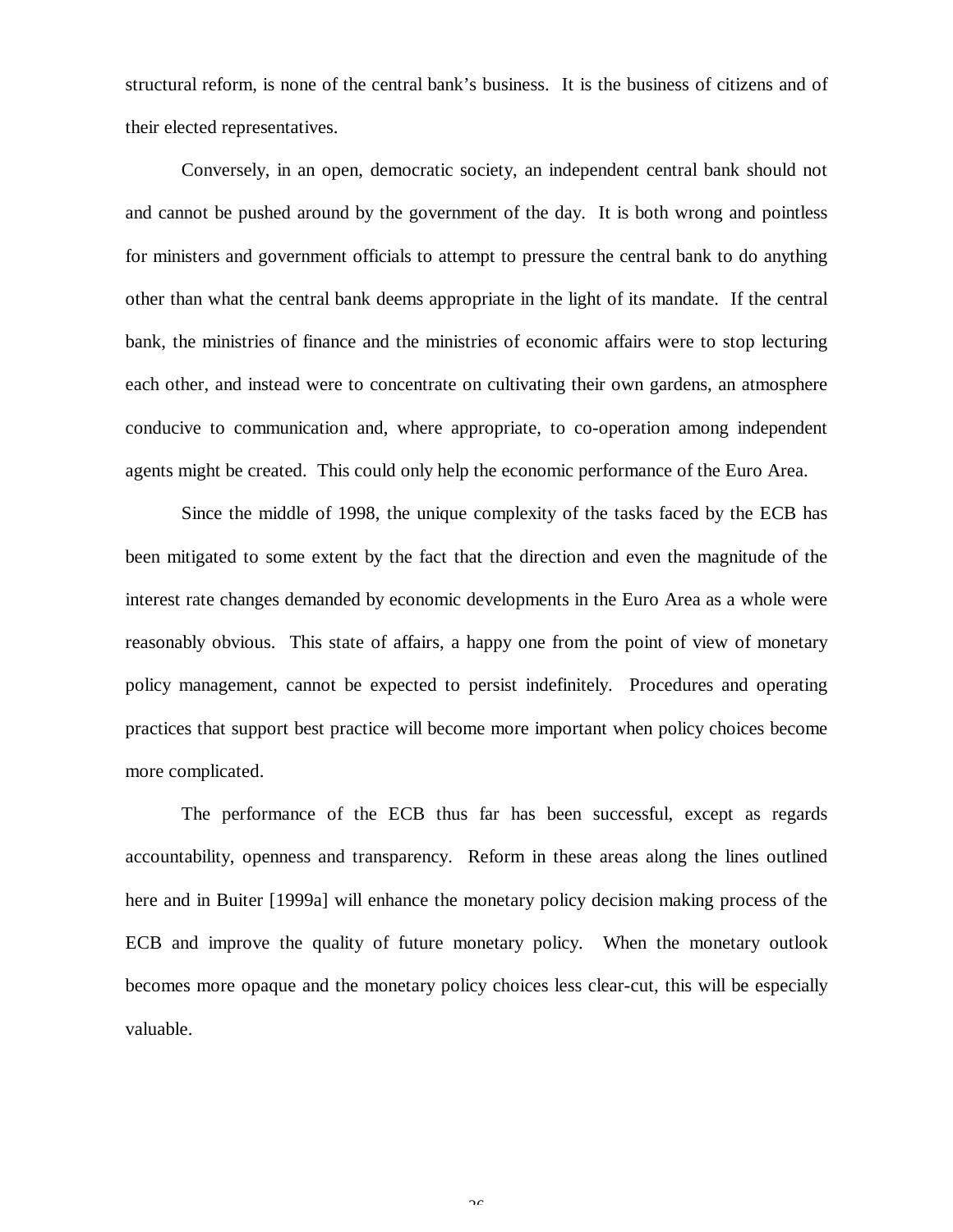structural reform, is none of the central bank's business. It is the business of citizens and of their elected representatives.

Conversely, in an open, democratic society, an independent central bank should not and cannot be pushed around by the government of the day. It is both wrong and pointless for ministers and government officials to attempt to pressure the central bank to do anything other than what the central bank deems appropriate in the light of its mandate. If the central bank, the ministries of finance and the ministries of economic affairs were to stop lecturing each other, and instead were to concentrate on cultivating their own gardens, an atmosphere conducive to communication and, where appropriate, to co-operation among independent agents might be created. This could only help the economic performance of the Euro Area.

Since the middle of 1998, the unique complexity of the tasks faced by the ECB has been mitigated to some extent by the fact that the direction and even the magnitude of the interest rate changes demanded by economic developments in the Euro Area as a whole were reasonably obvious. This state of affairs, a happy one from the point of view of monetary policy management, cannot be expected to persist indefinitely. Procedures and operating practices that support best practice will become more important when policy choices become more complicated.

The performance of the ECB thus far has been successful, except as regards accountability, openness and transparency. Reform in these areas along the lines outlined here and in Buiter [1999a] will enhance the monetary policy decision making process of the ECB and improve the quality of future monetary policy. When the monetary outlook becomes more opaque and the monetary policy choices less clear-cut, this will be especially valuable.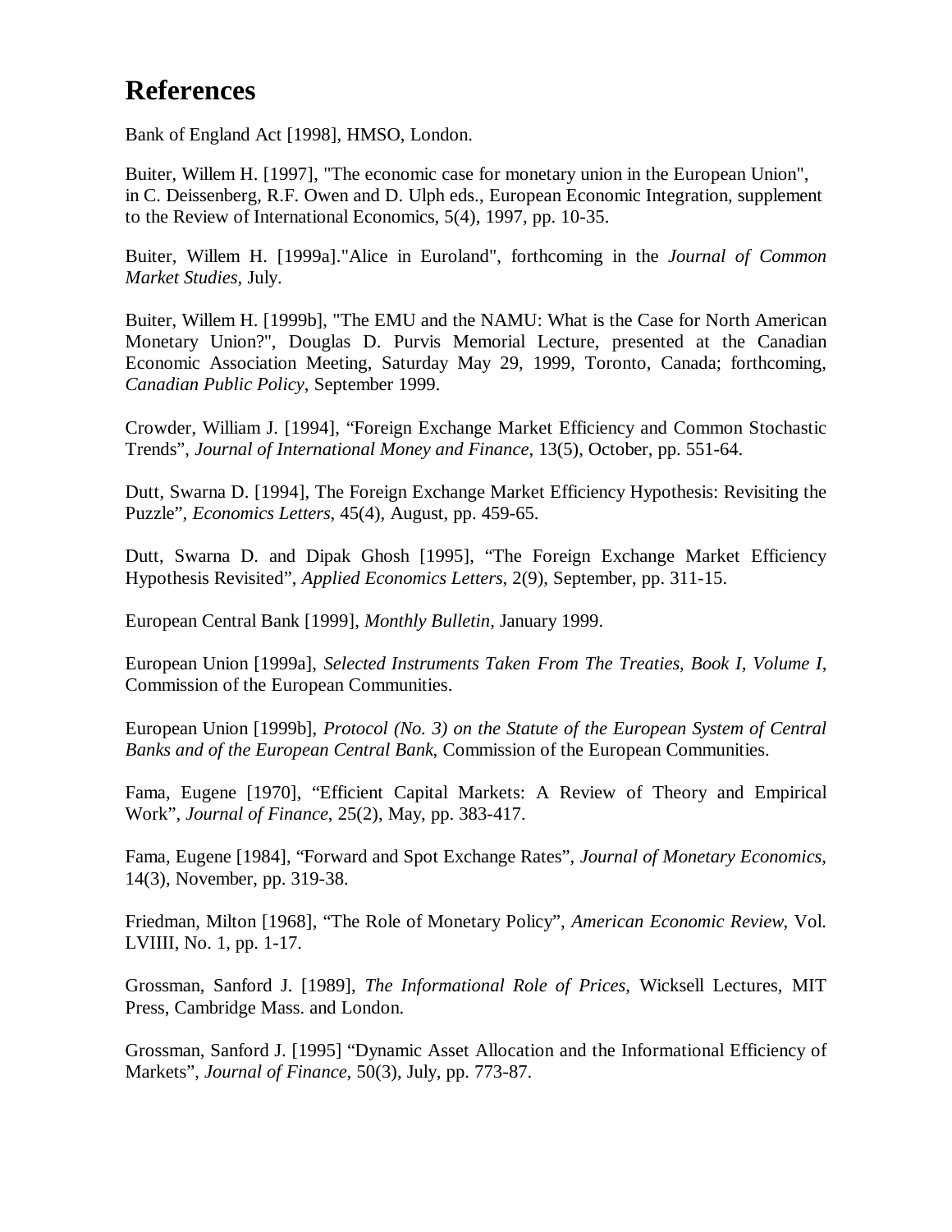# References

Bank of England Act [1998], HMSO, London.

Buiter, Willem H. [1997], "The economic case for monetary union in the European Union", in C. Deissenberg, R.F. Owen and D. Ulph eds., European Economic Integration, supplement to the Review of International Economics, 5(4), 1997, pp. 10-35.

Buiter, Willem H. [1999a]."Alice in Euroland", forthcoming in the *Journal of Common Market Studies*, July.

Buiter, Willem H. [1999b], "The EMU and the NAMU: What is the Case for North American Monetary Union?", Douglas D. Purvis Memorial Lecture, presented at the Canadian Economic Association Meeting, Saturday May 29, 1999, Toronto, Canada; forthcoming, *Canadian Public Policy*, September 1999.

Crowder, William J. [1994], "Foreign Exchange Market Efficiency and Common Stochastic Trends", *Journal of International Money and Finance*, 13(5), October, pp. 551-64.

Dutt, Swarna D. [1994], The Foreign Exchange Market Efficiency Hypothesis: Revisiting the Puzzle", *Economics Letters*, 45(4), August, pp. 459-65.

Dutt, Swarna D. and Dipak Ghosh [1995], "The Foreign Exchange Market Efficiency Hypothesis Revisited", *Applied Economics Letters*, 2(9), September, pp. 311-15.

European Central Bank [1999], *Monthly Bulletin*, January 1999.

European Union [1999a], *Selected Instruments Taken From The Treaties, Book I, Volume I*, Commission of the European Communities.

European Union [1999b], *Protocol (No. 3) on the Statute of the European System of Central Banks and of the European Central Bank*, Commission of the European Communities.

Fama, Eugene [1970], "Efficient Capital Markets: A Review of Theory and Empirical Work", *Journal of Finance*, 25(2), May, pp. 383-417.

Fama, Eugene [1984], "Forward and Spot Exchange Rates", *Journal of Monetary Economics*, 14(3), November, pp. 319-38.

Friedman, Milton [1968], "The Role of Monetary Policy", *American Economic Review*, Vol. LVIIII, No. 1, pp. 1-17.

Grossman, Sanford J. [1989], *The Informational Role of Prices*, Wicksell Lectures, MIT Press, Cambridge Mass. and London.

Grossman, Sanford J. [1995] "Dynamic Asset Allocation and the Informational Efficiency of Markets", *Journal of Finance*, 50(3), July, pp. 773-87.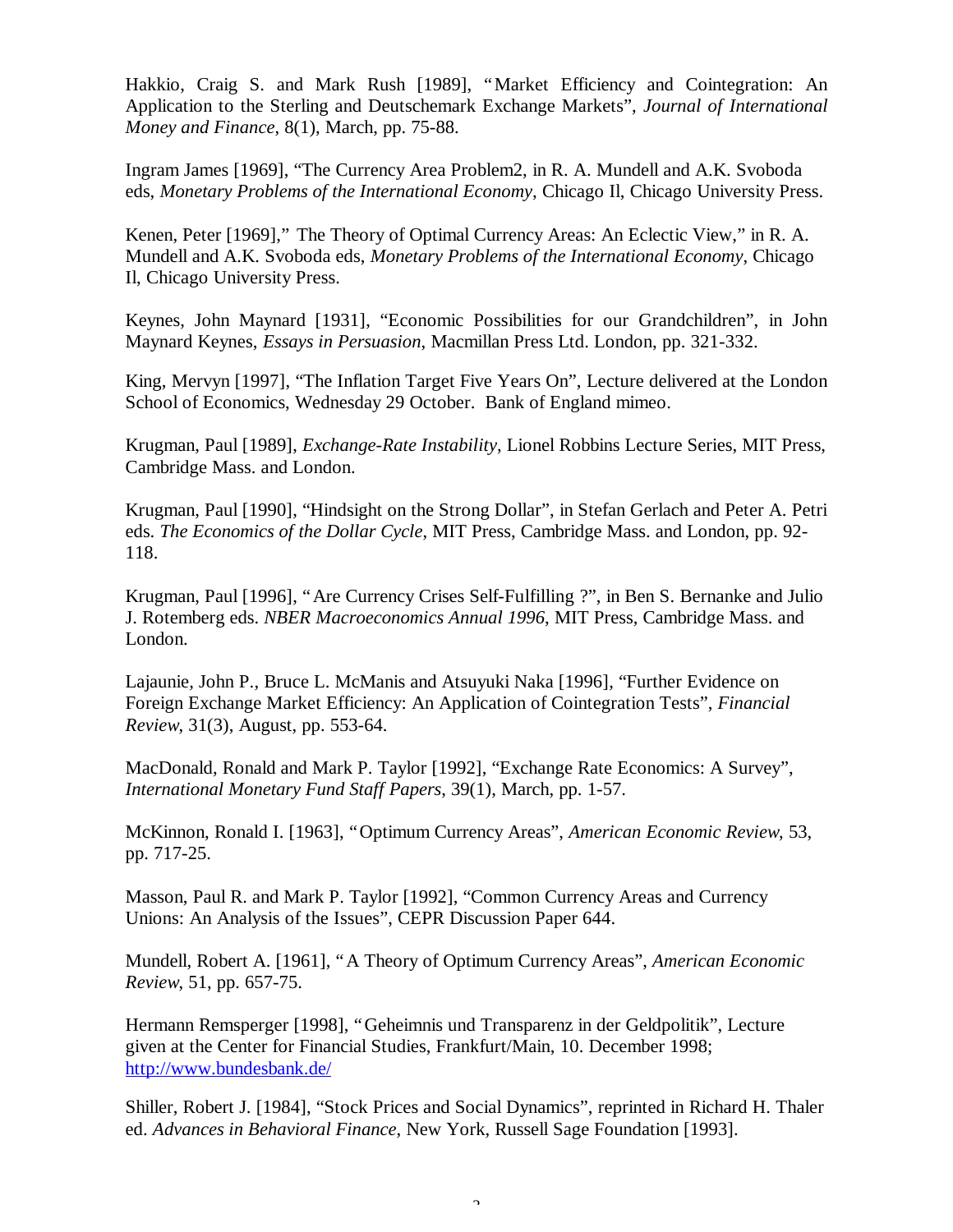Hakkio, Craig S. and Mark Rush [1989], "Market Efficiency and Cointegration: An Application to the Sterling and Deutschemark Exchange Markets", *Journal of International Money and Finance*, 8(1), March, pp. 75-88.

Ingram James [1969], "The Currency Area Problem2, in R. A. Mundell and A.K. Svoboda eds, *Monetary Problems of the International Economy*, Chicago Il, Chicago University Press.

Kenen, Peter [1969]," The Theory of Optimal Currency Areas: An Eclectic View," in R. A. Mundell and A.K. Svoboda eds, *Monetary Problems of the International Economy*, Chicago Il, Chicago University Press.

Keynes, John Maynard [1931], "Economic Possibilities for our Grandchildren", in John Maynard Keynes, *Essays in Persuasion*, Macmillan Press Ltd. London, pp. 321-332.

King, Mervyn [1997], "The Inflation Target Five Years On", Lecture delivered at the London School of Economics, Wednesday 29 October. Bank of England mimeo.

Krugman, Paul [1989], *Exchange-Rate Instability*, Lionel Robbins Lecture Series, MIT Press, Cambridge Mass. and London.

Krugman, Paul [1990], "Hindsight on the Strong Dollar", in Stefan Gerlach and Peter A. Petri eds. *The Economics of the Dollar Cycle*, MIT Press, Cambridge Mass. and London, pp. 92-118.

Krugman, Paul [1996], "Are Currency Crises Self-Fulfilling ?", in Ben S. Bernanke and Julio J. Rotemberg eds. *NBER Macroeconomics Annual 1996*, MIT Press, Cambridge Mass. and London.

Lajaunie, John P., Bruce L. McManis and Atsuyuki Naka [1996], "Further Evidence on Foreign Exchange Market Efficiency: An Application of Cointegration Tests", *Financial Review*, 31(3), August, pp. 553-64.

MacDonald, Ronald and Mark P. Taylor [1992], "Exchange Rate Economics: A Survey", *International Monetary Fund Staff Papers*, 39(1), March, pp. 1-57.

McKinnon, Ronald I. [1963], "Optimum Currency Areas", *American Economic Review*, 53, pp. 717-25.

Masson, Paul R. and Mark P. Taylor [1992], "Common Currency Areas and Currency Unions: An Analysis of the Issues", CEPR Discussion Paper 644.

Mundell, Robert A. [1961], "A Theory of Optimum Currency Areas", *American Economic Review*, 51, pp. 657-75.

Hermann Remsperger [1998], "Geheimnis und Transparenz in der Geldpolitik", Lecture given at the Center for Financial Studies, Frankfurt/Main, 10. December 1998; http://www.bundesbank.de/

Shiller, Robert J. [1984], "Stock Prices and Social Dynamics", reprinted in Richard H. Thaler ed. *Advances in Behavioral Finance*, New York, Russell Sage Foundation [1993].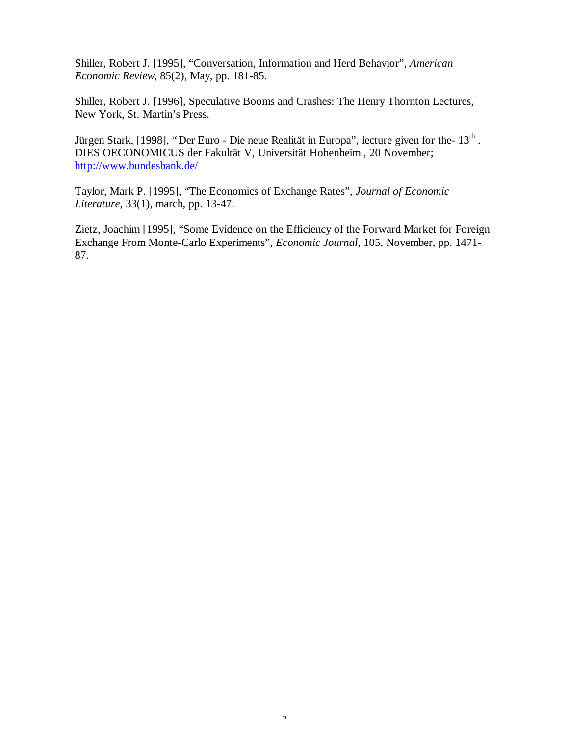Shiller, Robert J. [1995], "Conversation, Information and Herd Behavior", *American Economic Review*, 85(2), May, pp. 181-85.

Shiller, Robert J. [1996], Speculative Booms and Crashes: The Henry Thornton Lectures, New York, St. Martin's Press.

Jürgen Stark, [1998], "Der Euro - Die neue Realität in Europa", lecture given for the- 13th . DIES OECONOMICUS der Fakultät V, Universität Hohenheim , 20 November; http://www.bundesbank.de/

Taylor, Mark P. [1995], "The Economics of Exchange Rates", *Journal of Economic Literature*, 33(1), march, pp. 13-47.

Zietz, Joachim [1995], "Some Evidence on the Efficiency of the Forward Market for Foreign Exchange From Monte-Carlo Experiments", *Economic Journal*, 105, November, pp. 1471-87.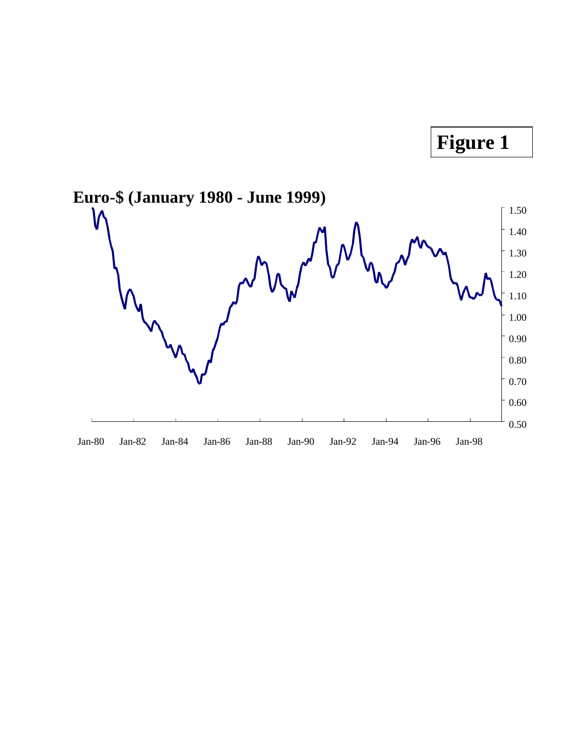**Figure 1**

**Euro-$ (January 1980 - June 1999)**

1.50
1.40
1.30
1.20
1.10
1.00
0.90
0.80
0.70
0.60
0.50

Jan-80 Jan-82 Jan-84 Jan-86 Jan-88 Jan-90 Jan-92 Jan-94 Jan-96 Jan-98